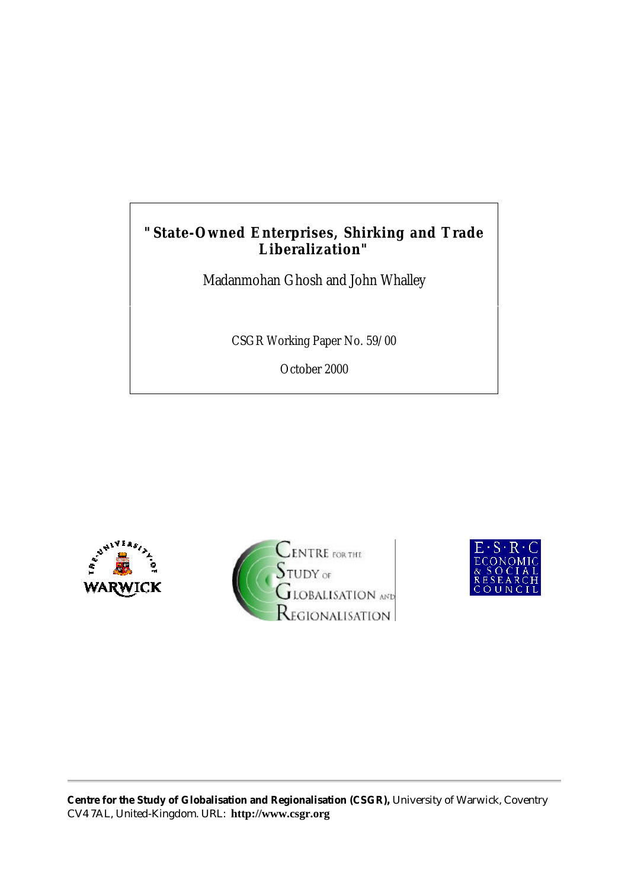# "State-Owned Enterprises, Shirking and Trade Liberalization"

Madanmohan Ghosh and John Whalley

CSGR Working Paper No. 59/00

October 2000

**Centre for the Study of Globalisation and Regionalisation (CSGR),** University of Warwick, Coventry CV4 7AL, United-Kingdom. URL: **http://www.csgr.org**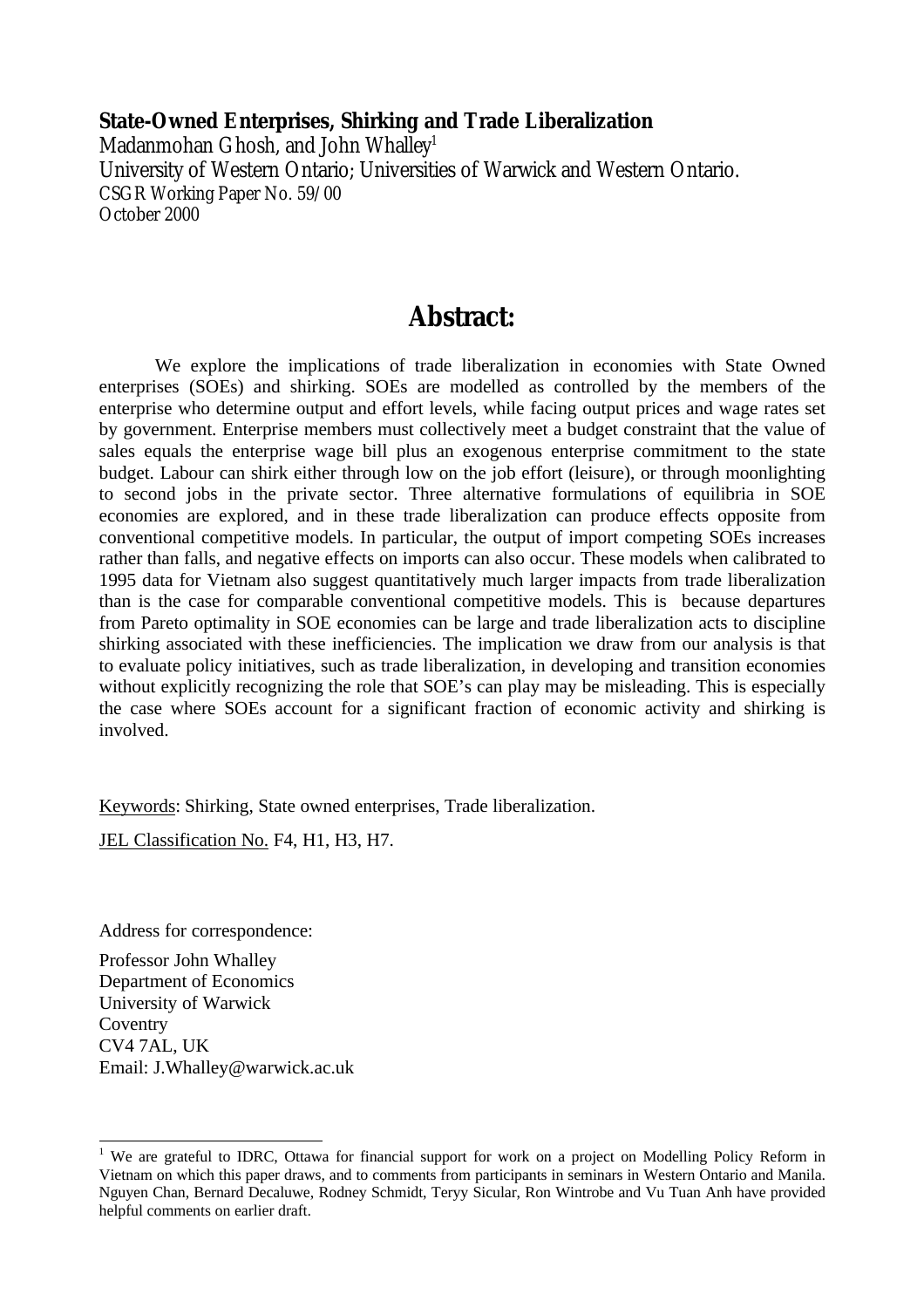**State-Owned Enterprises, Shirking and Trade Liberalization**

Madanmohan Ghosh, and John Whalley[1]

University of Western Ontario; Universities of Warwick and Western Ontario.

CSGR Working Paper No. 59/00

October 2000

# Abstract:

We explore the implications of trade liberalization in economies with State Owned enterprises (SOEs) and shirking. SOEs are modelled as controlled by the members of the enterprise who determine output and effort levels, while facing output prices and wage rates set by government. Enterprise members must collectively meet a budget constraint that the value of sales equals the enterprise wage bill plus an exogenous enterprise commitment to the state budget. Labour can shirk either through low on the job effort (leisure), or through moonlighting to second jobs in the private sector. Three alternative formulations of equilibria in SOE economies are explored, and in these trade liberalization can produce effects opposite from conventional competitive models. In particular, the output of import competing SOEs increases rather than falls, and negative effects on imports can also occur. These models when calibrated to 1995 data for Vietnam also suggest quantitatively much larger impacts from trade liberalization than is the case for comparable conventional competitive models. This is because departures from Pareto optimality in SOE economies can be large and trade liberalization acts to discipline shirking associated with these inefficiencies. The implication we draw from our analysis is that to evaluate policy initiatives, such as trade liberalization, in developing and transition economies without explicitly recognizing the role that SOE's can play may be misleading. This is especially the case where SOEs account for a significant fraction of economic activity and shirking is involved.

Keywords: Shirking, State owned enterprises, Trade liberalization.

JEL Classification No. F4, H1, H3, H7.

Address for correspondence:

Professor John Whalley
Department of Economics
University of Warwick
Coventry
CV4 7AL, UK
Email: J.Whalley@warwick.ac.uk

[1] We are grateful to IDRC, Ottawa for financial support for work on a project on Modelling Policy Reform in Vietnam on which this paper draws, and to comments from participants in seminars in Western Ontario and Manila. Nguyen Chan, Bernard Decaluwe, Rodney Schmidt, Teryy Sicular, Ron Wintrobe and Vu Tuan Anh have provided helpful comments on earlier draft.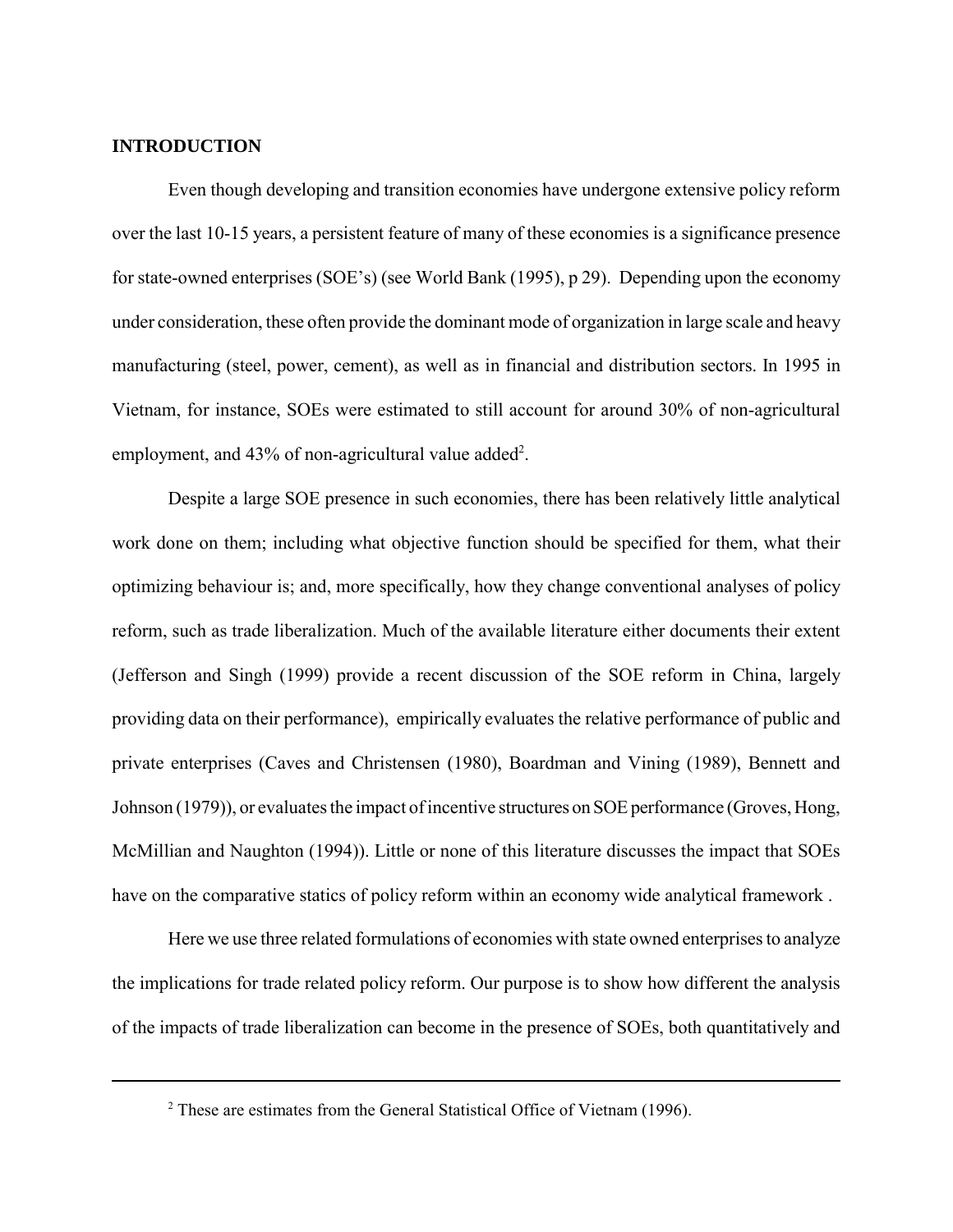**INTRODUCTION**

Even though developing and transition economies have undergone extensive policy reform over the last 10-15 years, a persistent feature of many of these economies is a significance presence for state-owned enterprises (SOE's) (see World Bank (1995), p 29). Depending upon the economy under consideration, these often provide the dominant mode of organization in large scale and heavy manufacturing (steel, power, cement), as well as in financial and distribution sectors. In 1995 in Vietnam, for instance, SOEs were estimated to still account for around 30% of non-agricultural employment, and 43% of non-agricultural value added[2].

Despite a large SOE presence in such economies, there has been relatively little analytical work done on them; including what objective function should be specified for them, what their optimizing behaviour is; and, more specifically, how they change conventional analyses of policy reform, such as trade liberalization. Much of the available literature either documents their extent (Jefferson and Singh (1999) provide a recent discussion of the SOE reform in China, largely providing data on their performance), empirically evaluates the relative performance of public and private enterprises (Caves and Christensen (1980), Boardman and Vining (1989), Bennett and Johnson (1979)), or evaluates the impact of incentive structures on SOE performance (Groves, Hong, McMillian and Naughton (1994)). Little or none of this literature discusses the impact that SOEs have on the comparative statics of policy reform within an economy wide analytical framework .

Here we use three related formulations of economies with state owned enterprises to analyze the implications for trade related policy reform. Our purpose is to show how different the analysis of the impacts of trade liberalization can become in the presence of SOEs, both quantitatively and

---

[2] These are estimates from the General Statistical Office of Vietnam (1996).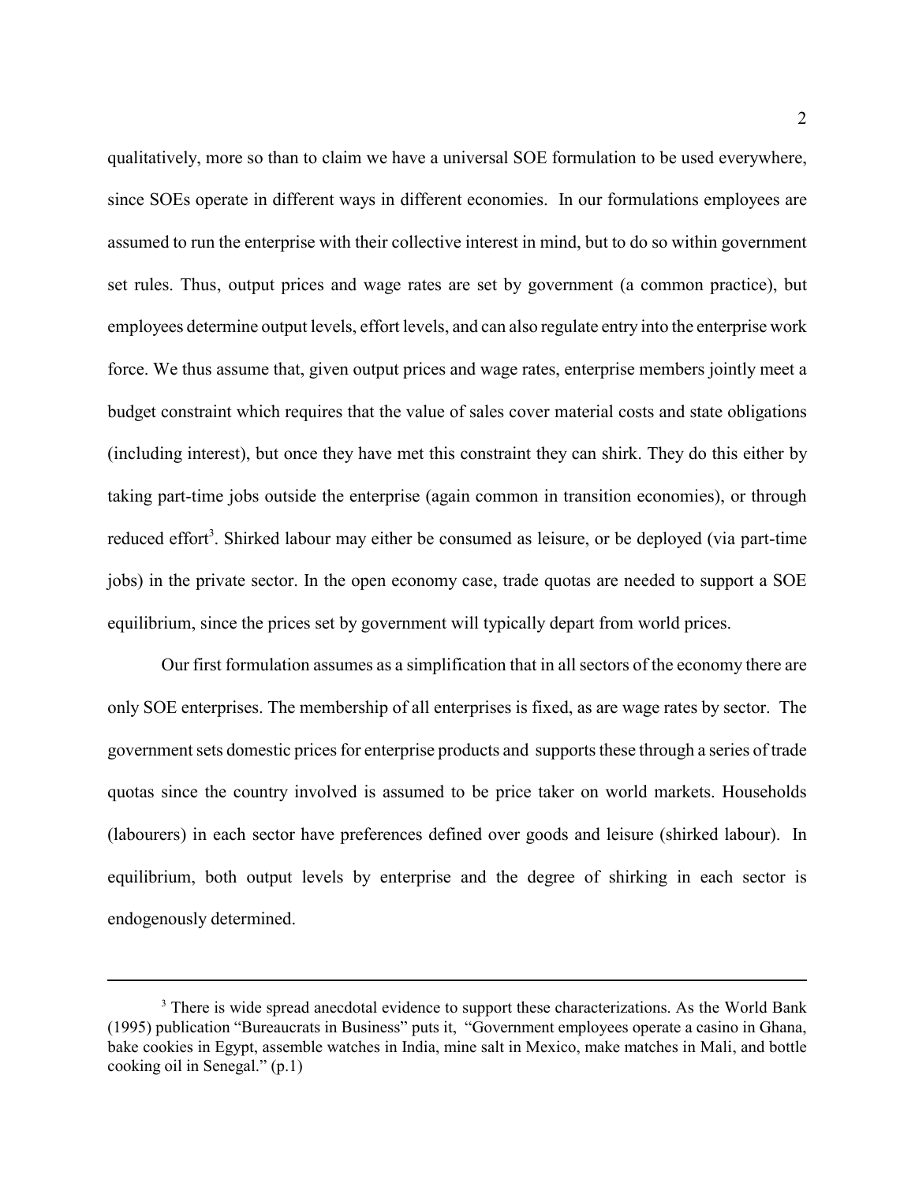qualitatively, more so than to claim we have a universal SOE formulation to be used everywhere, since SOEs operate in different ways in different economies. In our formulations employees are assumed to run the enterprise with their collective interest in mind, but to do so within government set rules. Thus, output prices and wage rates are set by government (a common practice), but employees determine output levels, effort levels, and can also regulate entry into the enterprise work force. We thus assume that, given output prices and wage rates, enterprise members jointly meet a budget constraint which requires that the value of sales cover material costs and state obligations (including interest), but once they have met this constraint they can shirk. They do this either by taking part-time jobs outside the enterprise (again common in transition economies), or through reduced effort[3]. Shirked labour may either be consumed as leisure, or be deployed (via part-time jobs) in the private sector. In the open economy case, trade quotas are needed to support a SOE equilibrium, since the prices set by government will typically depart from world prices.

Our first formulation assumes as a simplification that in all sectors of the economy there are only SOE enterprises. The membership of all enterprises is fixed, as are wage rates by sector. The government sets domestic prices for enterprise products and supports these through a series of trade quotas since the country involved is assumed to be price taker on world markets. Households (labourers) in each sector have preferences defined over goods and leisure (shirked labour). In equilibrium, both output levels by enterprise and the degree of shirking in each sector is endogenously determined.

---

[3] There is wide spread anecdotal evidence to support these characterizations. As the World Bank (1995) publication "Bureaucrats in Business" puts it, "Government employees operate a casino in Ghana, bake cookies in Egypt, assemble watches in India, mine salt in Mexico, make matches in Mali, and bottle cooking oil in Senegal." (p.1)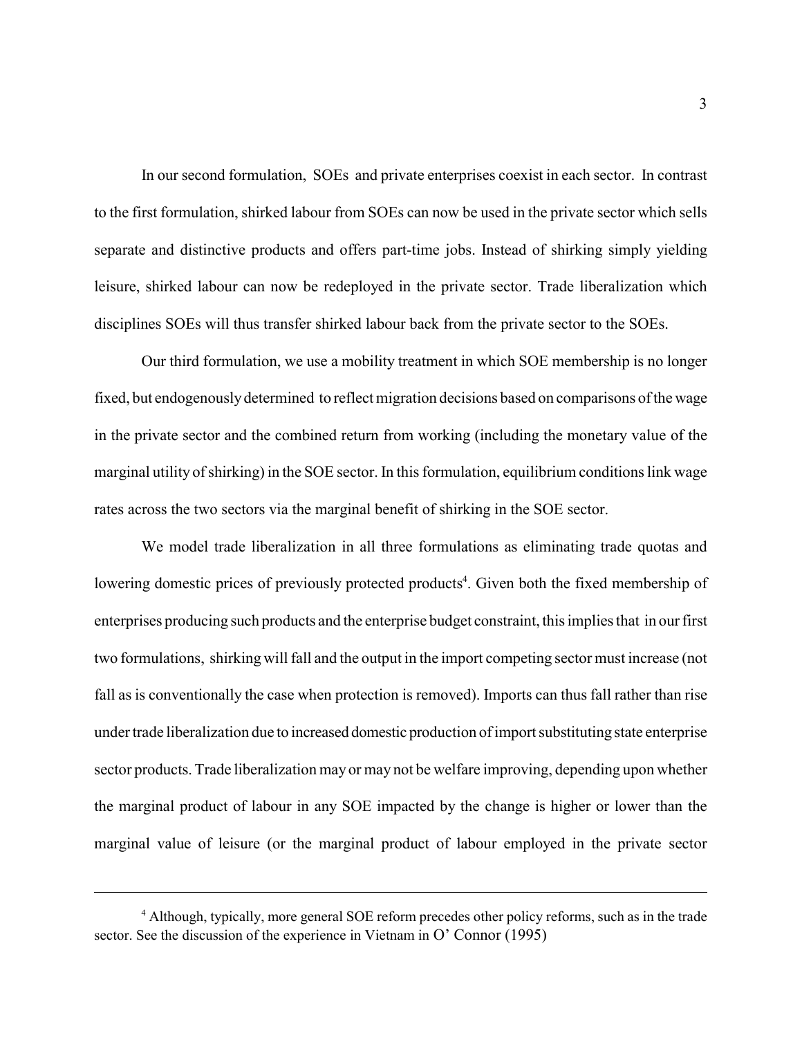In our second formulation, SOEs and private enterprises coexist in each sector. In contrast to the first formulation, shirked labour from SOEs can now be used in the private sector which sells separate and distinctive products and offers part-time jobs. Instead of shirking simply yielding leisure, shirked labour can now be redeployed in the private sector. Trade liberalization which disciplines SOEs will thus transfer shirked labour back from the private sector to the SOEs.

Our third formulation, we use a mobility treatment in which SOE membership is no longer fixed, but endogenously determined to reflect migration decisions based on comparisons of the wage in the private sector and the combined return from working (including the monetary value of the marginal utility of shirking) in the SOE sector. In this formulation, equilibrium conditions link wage rates across the two sectors via the marginal benefit of shirking in the SOE sector.

We model trade liberalization in all three formulations as eliminating trade quotas and lowering domestic prices of previously protected products[4]. Given both the fixed membership of enterprises producing such products and the enterprise budget constraint, this implies that in our first two formulations, shirking will fall and the output in the import competing sector must increase (not fall as is conventionally the case when protection is removed). Imports can thus fall rather than rise under trade liberalization due to increased domestic production of import substituting state enterprise sector products. Trade liberalization may or may not be welfare improving, depending upon whether the marginal product of labour in any SOE impacted by the change is higher or lower than the marginal value of leisure (or the marginal product of labour employed in the private sector

---

[4] Although, typically, more general SOE reform precedes other policy reforms, such as in the trade sector. See the discussion of the experience in Vietnam in O' Connor (1995)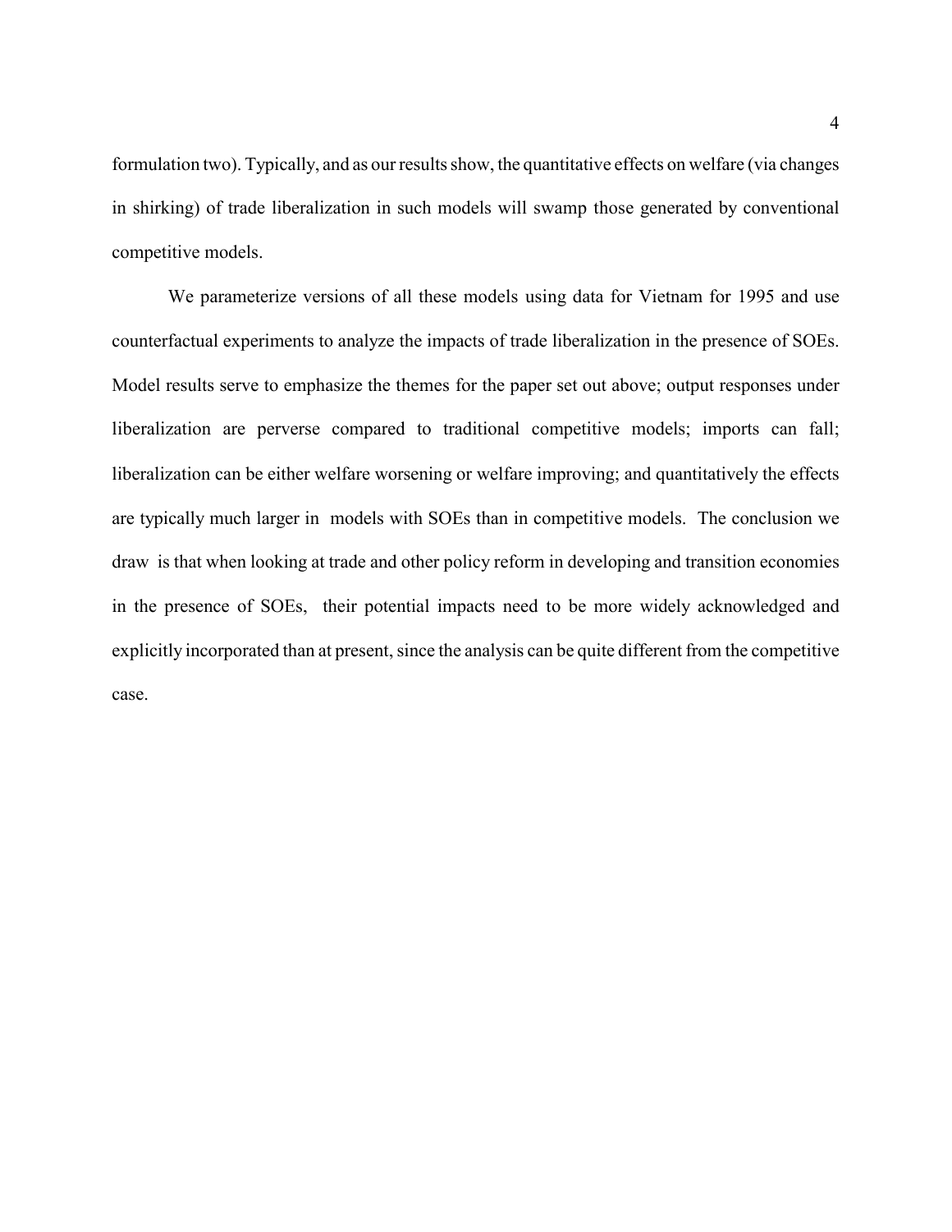formulation two). Typically, and as our results show, the quantitative effects on welfare (via changes in shirking) of trade liberalization in such models will swamp those generated by conventional competitive models.

We parameterize versions of all these models using data for Vietnam for 1995 and use counterfactual experiments to analyze the impacts of trade liberalization in the presence of SOEs. Model results serve to emphasize the themes for the paper set out above; output responses under liberalization are perverse compared to traditional competitive models; imports can fall; liberalization can be either welfare worsening or welfare improving; and quantitatively the effects are typically much larger in models with SOEs than in competitive models. The conclusion we draw is that when looking at trade and other policy reform in developing and transition economies in the presence of SOEs, their potential impacts need to be more widely acknowledged and explicitly incorporated than at present, since the analysis can be quite different from the competitive case.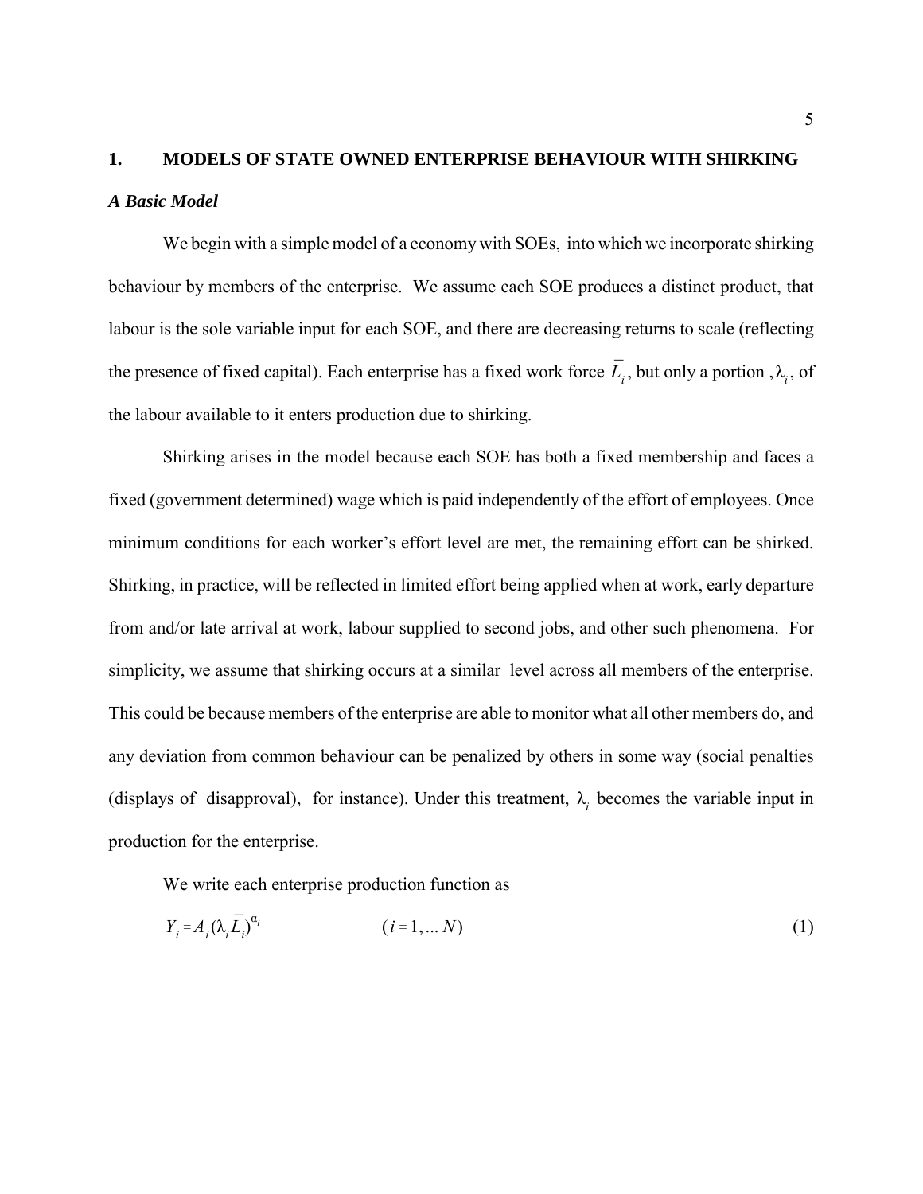# 1. MODELS OF STATE OWNED ENTERPRISE BEHAVIOUR WITH SHIRKING

### *A Basic Model*

We begin with a simple model of a economy with SOEs, into which we incorporate shirking behaviour by members of the enterprise. We assume each SOE produces a distinct product, that labour is the sole variable input for each SOE, and there are decreasing returns to scale (reflecting the presence of fixed capital). Each enterprise has a fixed work force $\bar{L}_i$, but only a portion , $\lambda_i$, of the labour available to it enters production due to shirking.

Shirking arises in the model because each SOE has both a fixed membership and faces a fixed (government determined) wage which is paid independently of the effort of employees. Once minimum conditions for each worker's effort level are met, the remaining effort can be shirked. Shirking, in practice, will be reflected in limited effort being applied when at work, early departure from and/or late arrival at work, labour supplied to second jobs, and other such phenomena. For simplicity, we assume that shirking occurs at a similar level across all members of the enterprise. This could be because members of the enterprise are able to monitor what all other members do, and any deviation from common behaviour can be penalized by others in some way (social penalties (displays of disapproval), for instance). Under this treatment, $\lambda_i$ becomes the variable input in production for the enterprise.

We write each enterprise production function as

$$Y_i = A_i (\lambda_i \bar{L}_i)^{\alpha_i} \qquad (i = 1, \ldots N) \qquad (1)$$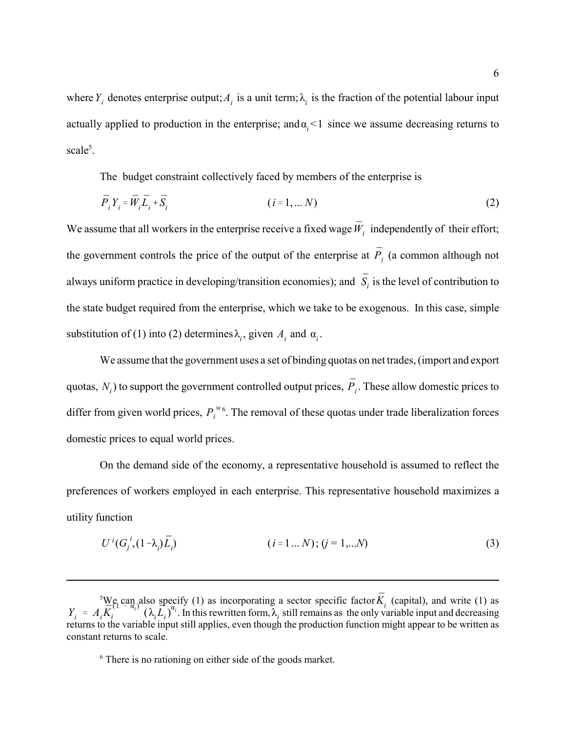where $Y_i$ denotes enterprise output; $A_i$ is a unit term; $\lambda_i$ is the fraction of the potential labour input actually applied to production in the enterprise; and $\alpha_i < 1$ since we assume decreasing returns to scale[5].

The budget constraint collectively faced by members of the enterprise is

$$\bar{P}_i Y_i = \bar{W}_i \bar{L}_i + \bar{S}_i \qquad (i = 1, \ldots N) \tag{2}$$

We assume that all workers in the enterprise receive a fixed wage $\bar{W}_i$ independently of their effort; the government controls the price of the output of the enterprise at $\bar{P}_i$ (a common although not always uniform practice in developing/transition economies); and $\bar{S}_i$ is the level of contribution to the state budget required from the enterprise, which we take to be exogenous. In this case, simple substitution of (1) into (2) determines $\lambda_i$, given $A_i$ and $\alpha_i$.

We assume that the government uses a set of binding quotas on net trades, (import and export quotas, $N_i$) to support the government controlled output prices, $\bar{P}_i$. These allow domestic prices to differ from given world prices, $P_i^w$[6]. The removal of these quotas under trade liberalization forces domestic prices to equal world prices.

On the demand side of the economy, a representative household is assumed to reflect the preferences of workers employed in each enterprise. This representative household maximizes a utility function

$$U^i(G_j^i, (1 - \lambda_i)\bar{L}_i) \qquad (i = 1 \ldots N); (j = 1, \ldots N) \tag{3}$$

---

[5] We can also specify (1) as incorporating a sector specific factor $\bar{K}_i$ (capital), and write (1) as $Y_i = A_i \bar{K}_i^{(1-\alpha_i)} (\lambda_i \bar{L}_i)^{\alpha_i}$. In this rewritten form, $\lambda_i$ still remains as the only variable input and decreasing returns to the variable input still applies, even though the production function might appear to be written as constant returns to scale.

[6] There is no rationing on either side of the goods market.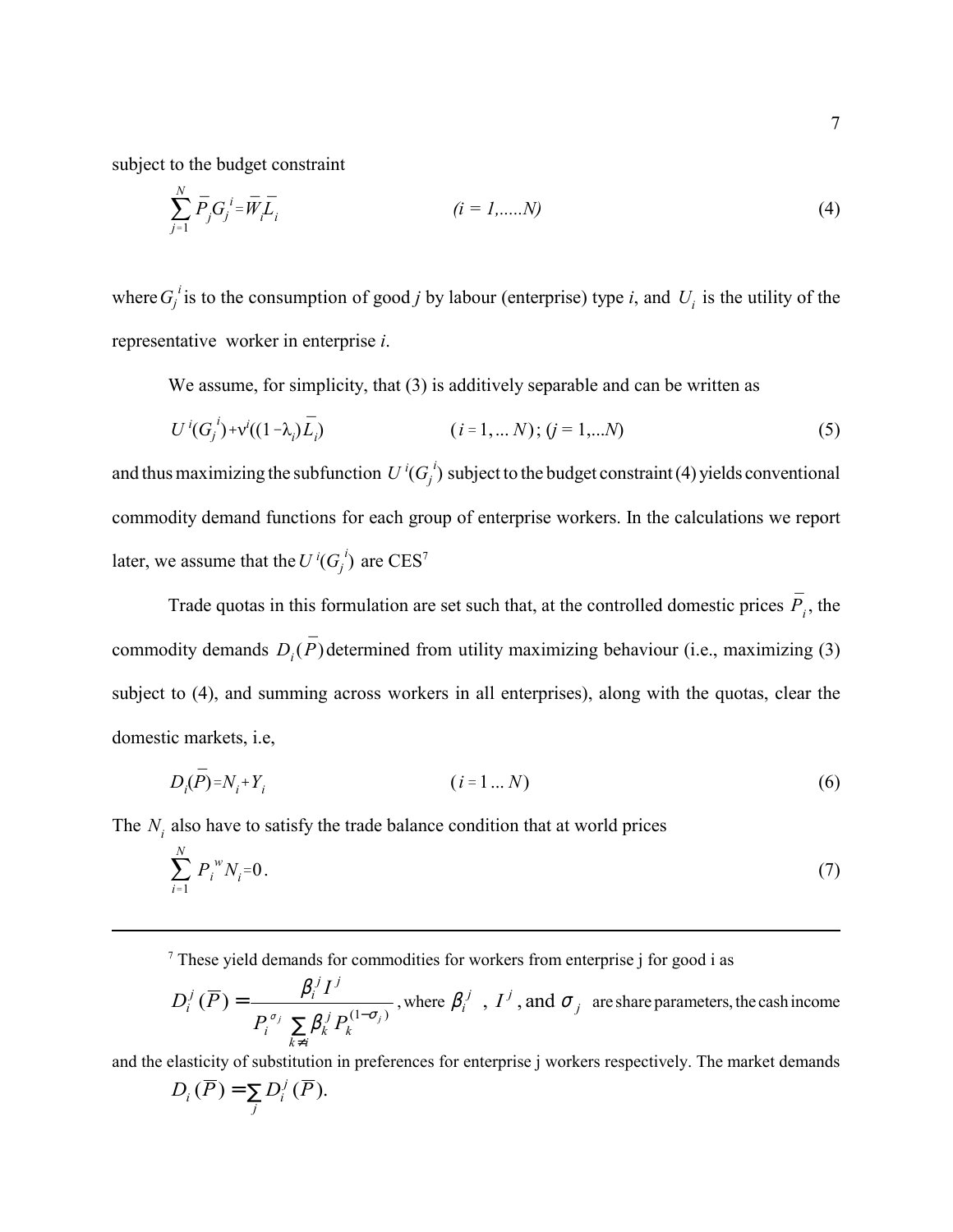subject to the budget constraint

$$\sum_{j=1}^{N} \bar{P}_j G_j^{\,i} = \bar{W}_i \bar{L}_i \qquad (i = 1,.....N) \tag{4}$$

where $G_j^{\,i}$ is to the consumption of good *j* by labour (enterprise) type *i*, and $U_i$ is the utility of the representative worker in enterprise *i*.

We assume, for simplicity, that (3) is additively separable and can be written as

$$U^{i}(G_j^{\,i}) + v^{i}((1-\lambda_i)\bar{L}_i) \qquad (i = 1,...N);\ (j = 1,...N) \tag{5}$$

and thus maximizing the subfunction $U^{i}(G_j^{\,i})$ subject to the budget constraint (4) yields conventional commodity demand functions for each group of enterprise workers. In the calculations we report later, we assume that the $U^{i}(G_j^{\,i})$ are CES[7]

Trade quotas in this formulation are set such that, at the controlled domestic prices $\bar{P}_i$, the commodity demands $D_i(\bar{P})$ determined from utility maximizing behaviour (i.e., maximizing (3) subject to (4), and summing across workers in all enterprises), along with the quotas, clear the domestic markets, i.e,

$$D_i(\bar{P}) = N_i + Y_i \qquad (i = 1 ... N) \tag{6}$$

The $N_i$ also have to satisfy the trade balance condition that at world prices

$$\sum_{i=1}^{N} P_i^{\,w} N_i = 0\,. \tag{7}$$

---

[7] These yield demands for commodities for workers from enterprise j for good i as $D_i^{j}(\bar{P}) = \dfrac{\beta_i^{j} I^{j}}{P_i^{\sigma_j} \sum_{k \neq i} \beta_k^{j} P_k^{(1-\sigma_j)}}$, where $\beta_i^{j}$ , $I^{j}$, and $\sigma_j$ are share parameters, the cash income and the elasticity of substitution in preferences for enterprise j workers respectively. The market demands $D_i(\bar{P}) = \sum_j D_i^{j}(\bar{P})$.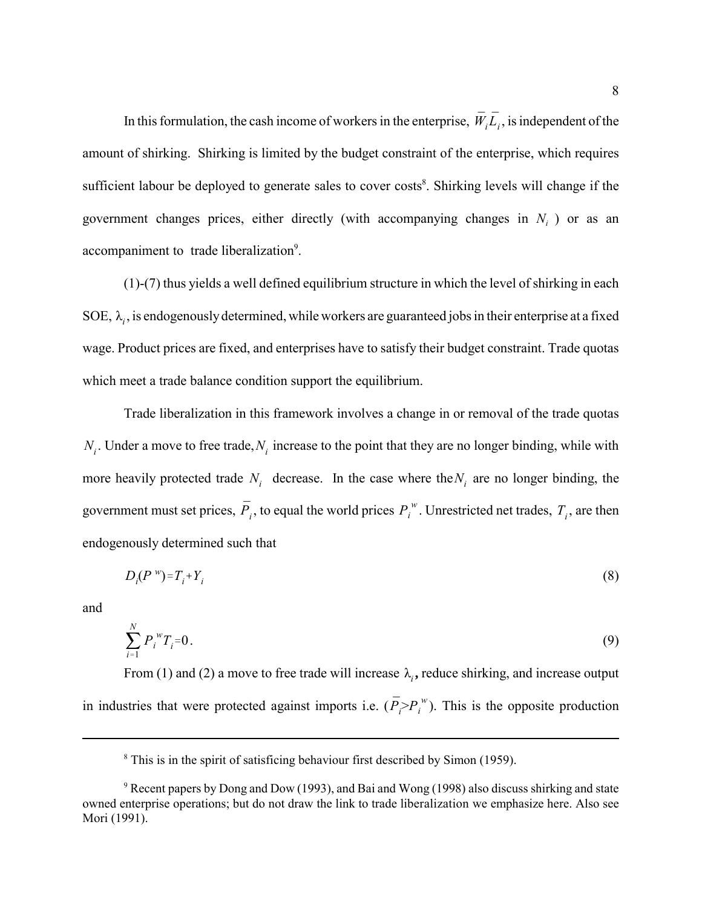In this formulation, the cash income of workers in the enterprise, $\bar{W}_i\bar{L}_i$, is independent of the amount of shirking. Shirking is limited by the budget constraint of the enterprise, which requires sufficient labour be deployed to generate sales to cover costs[8]. Shirking levels will change if the government changes prices, either directly (with accompanying changes in $N_i$ ) or as an accompaniment to trade liberalization[9].

(1)-(7) thus yields a well defined equilibrium structure in which the level of shirking in each SOE, $\lambda_i$, is endogenously determined, while workers are guaranteed jobs in their enterprise at a fixed wage. Product prices are fixed, and enterprises have to satisfy their budget constraint. Trade quotas which meet a trade balance condition support the equilibrium.

Trade liberalization in this framework involves a change in or removal of the trade quotas $N_i$. Under a move to free trade, $N_i$ increase to the point that they are no longer binding, while with more heavily protected trade $N_i$ decrease. In the case where the $N_i$ are no longer binding, the government must set prices, $\bar{P}_i$, to equal the world prices $P_i^{\,w}$. Unrestricted net trades, $T_i$, are then endogenously determined such that

$$D_i(P^{\,w}) = T_i + Y_i \tag{8}$$

and

$$\sum_{i=1}^{N} P_i^{\,w} T_i = 0 . \tag{9}$$

From (1) and (2) a move to free trade will increase $\lambda_i$**,** reduce shirking, and increase output in industries that were protected against imports i.e. ($\bar{P}_i > P_i^{\,w}$). This is the opposite production

---

[8] This is in the spirit of satisficing behaviour first described by Simon (1959).

[9] Recent papers by Dong and Dow (1993), and Bai and Wong (1998) also discuss shirking and state owned enterprise operations; but do not draw the link to trade liberalization we emphasize here. Also see Mori (1991).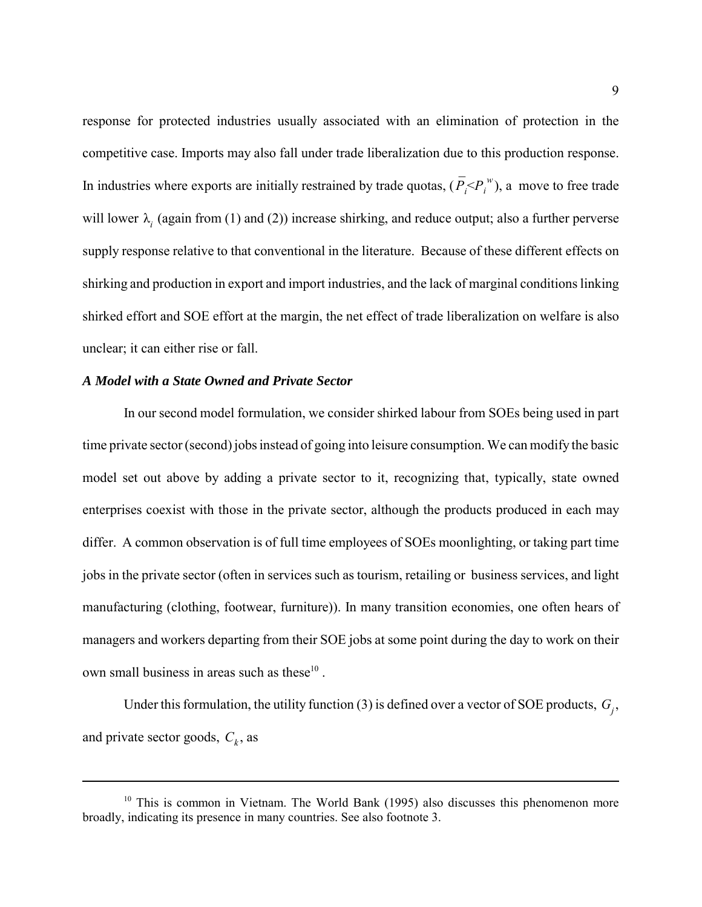response for protected industries usually associated with an elimination of protection in the competitive case. Imports may also fall under trade liberalization due to this production response. In industries where exports are initially restrained by trade quotas, ($\bar{P}_i < P_i^w$), a move to free trade will lower $\lambda_i$ (again from (1) and (2)) increase shirking, and reduce output; also a further perverse supply response relative to that conventional in the literature. Because of these different effects on shirking and production in export and import industries, and the lack of marginal conditions linking shirked effort and SOE effort at the margin, the net effect of trade liberalization on welfare is also unclear; it can either rise or fall.

### *A Model with a State Owned and Private Sector*

In our second model formulation, we consider shirked labour from SOEs being used in part time private sector (second) jobs instead of going into leisure consumption. We can modify the basic model set out above by adding a private sector to it, recognizing that, typically, state owned enterprises coexist with those in the private sector, although the products produced in each may differ. A common observation is of full time employees of SOEs moonlighting, or taking part time jobs in the private sector (often in services such as tourism, retailing or business services, and light manufacturing (clothing, footwear, furniture)). In many transition economies, one often hears of managers and workers departing from their SOE jobs at some point during the day to work on their own small business in areas such as these[10] .

Under this formulation, the utility function (3) is defined over a vector of SOE products, $G_j$, and private sector goods, $C_k$, as

---

[10] This is common in Vietnam. The World Bank (1995) also discusses this phenomenon more broadly, indicating its presence in many countries. See also footnote 3.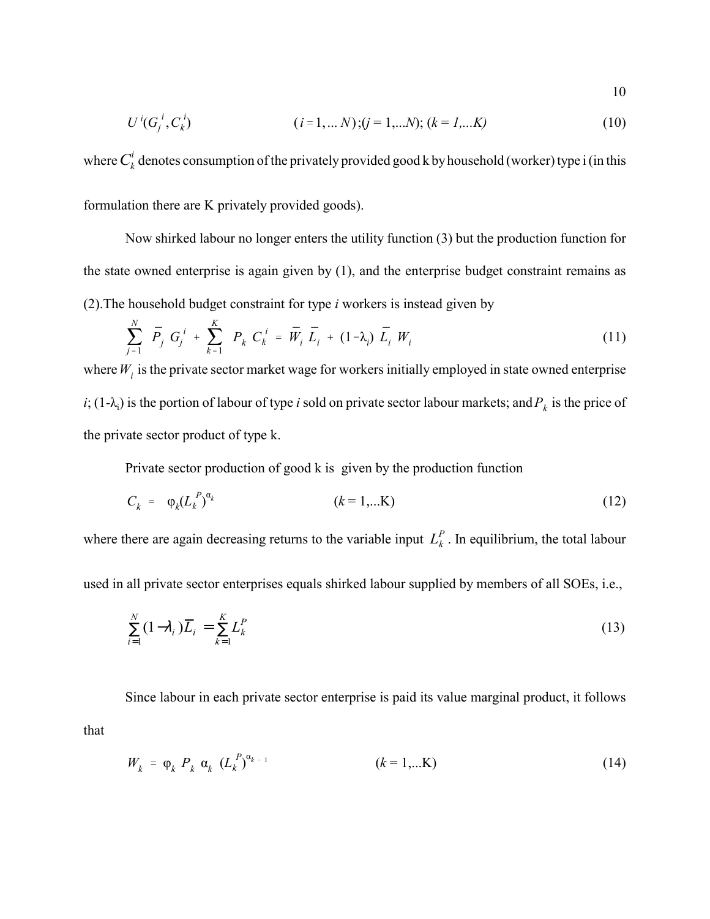$$U^i(G_j^i, C_k^i) \qquad (i = 1,\ldots N);(j = 1,\ldots N);\ (k = 1,\ldots K) \tag{10}$$

where $C_k^i$ denotes consumption of the privately provided good k by household (worker) type i (in this formulation there are K privately provided goods).

Now shirked labour no longer enters the utility function (3) but the production function for the state owned enterprise is again given by (1), and the enterprise budget constraint remains as (2). The household budget constraint for type *i* workers is instead given by

$$\sum_{j=1}^{N} \bar{P}_j\, G_j^i + \sum_{k=1}^{K} P_k\, C_k^i = \bar{W}_i\, \bar{L}_i + (1-\lambda_i)\, \bar{L}_i\, W_i \tag{11}$$

where $W_i$ is the private sector market wage for workers initially employed in state owned enterprise *i*; $(1-\lambda_i)$ is the portion of labour of type *i* sold on private sector labour markets; and $P_k$ is the price of the private sector product of type k.

Private sector production of good k is given by the production function

$$C_k = \varphi_k (L_k^P)^{\alpha_k} \qquad (k = 1,\ldots \mathrm{K}) \tag{12}$$

where there are again decreasing returns to the variable input $L_k^P$. In equilibrium, the total labour used in all private sector enterprises equals shirked labour supplied by members of all SOEs, i.e.,

$$\sum_{i=1}^{N} (1-\lambda_i)\bar{L}_i = \sum_{k=1}^{K} L_k^P \tag{13}$$

Since labour in each private sector enterprise is paid its value marginal product, it follows that

$$W_k = \varphi_k\, P_k\, \alpha_k\, (L_k^P)^{\alpha_k - 1} \qquad (k = 1,\ldots \mathrm{K}) \tag{14}$$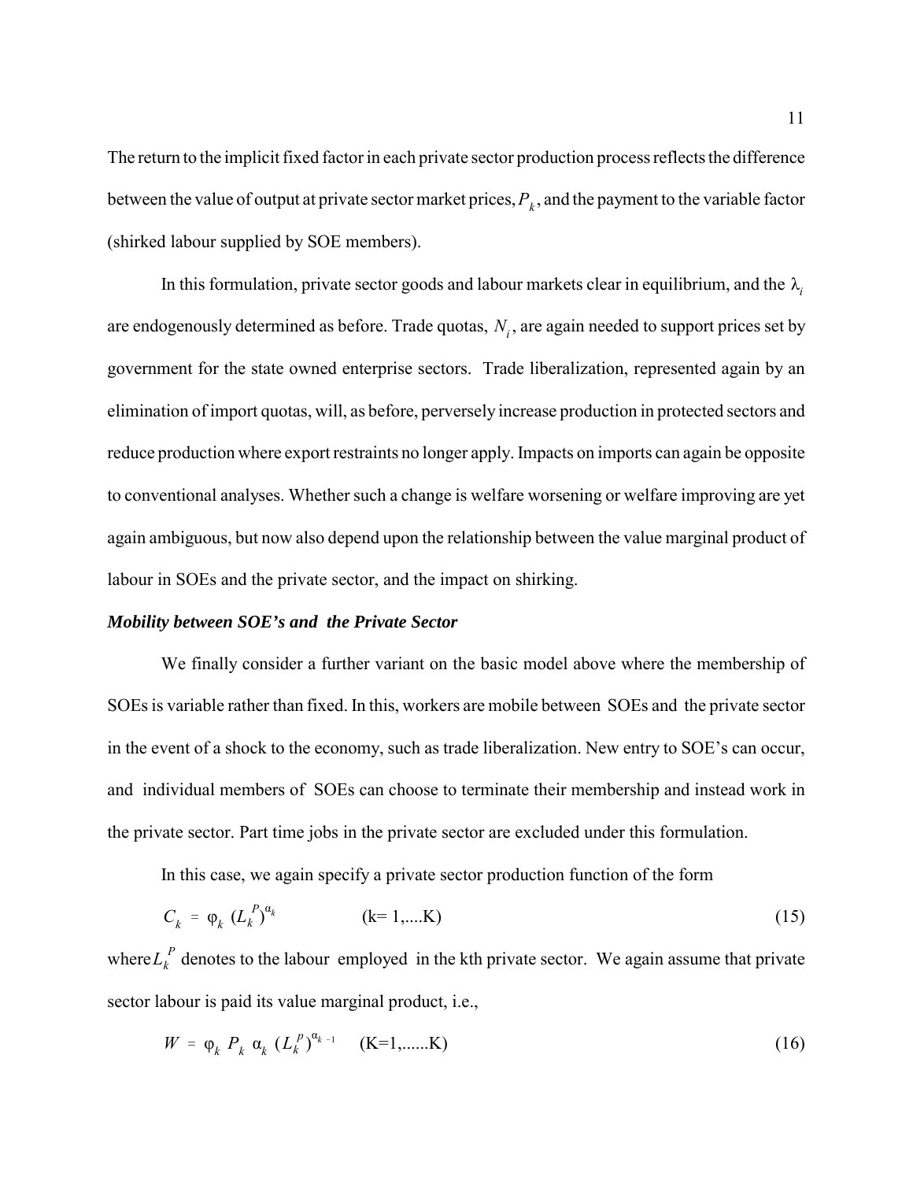The return to the implicit fixed factor in each private sector production process reflects the difference between the value of output at private sector market prices, $P_k$, and the payment to the variable factor (shirked labour supplied by SOE members).

In this formulation, private sector goods and labour markets clear in equilibrium, and the $\lambda_i$ are endogenously determined as before. Trade quotas, $N_i$, are again needed to support prices set by government for the state owned enterprise sectors. Trade liberalization, represented again by an elimination of import quotas, will, as before, perversely increase production in protected sectors and reduce production where export restraints no longer apply. Impacts on imports can again be opposite to conventional analyses. Whether such a change is welfare worsening or welfare improving are yet again ambiguous, but now also depend upon the relationship between the value marginal product of labour in SOEs and the private sector, and the impact on shirking.

***Mobility between SOE's and the Private Sector***

We finally consider a further variant on the basic model above where the membership of SOEs is variable rather than fixed. In this, workers are mobile between SOEs and the private sector in the event of a shock to the economy, such as trade liberalization. New entry to SOE's can occur, and individual members of SOEs can choose to terminate their membership and instead work in the private sector. Part time jobs in the private sector are excluded under this formulation.

In this case, we again specify a private sector production function of the form

$$C_k = \varphi_k \, (L_k^P)^{\alpha_k} \qquad \text{(k= 1,....K)} \tag{15}$$

where $L_k^P$ denotes to the labour employed in the kth private sector. We again assume that private sector labour is paid its value marginal product, i.e.,

$$W = \varphi_k \, P_k \, \alpha_k \, (L_k^p)^{\alpha_k - 1} \qquad \text{(K=1,......K)} \tag{16}$$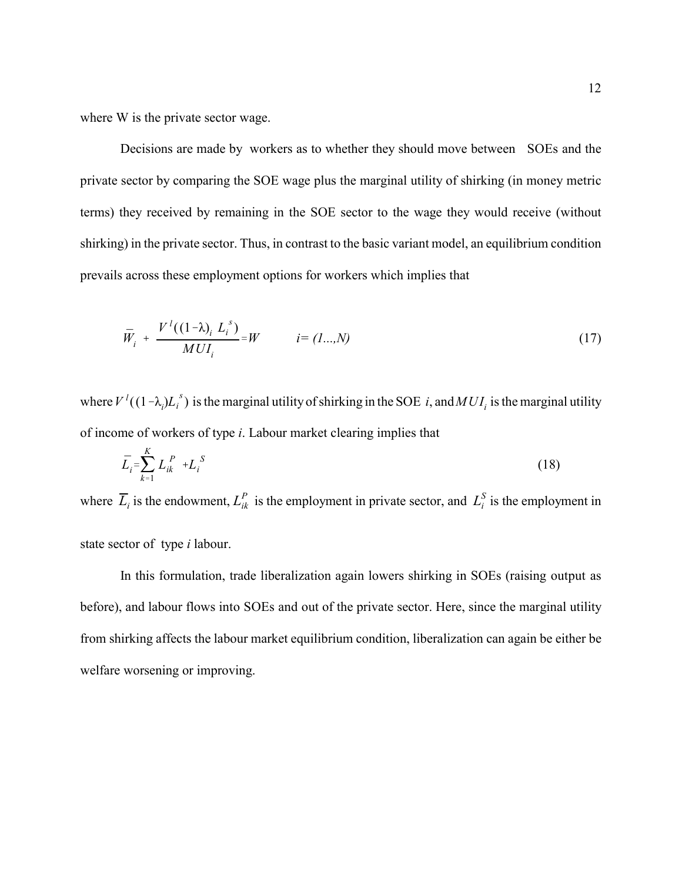where W is the private sector wage.

Decisions are made by workers as to whether they should move between SOEs and the private sector by comparing the SOE wage plus the marginal utility of shirking (in money metric terms) they received by remaining in the SOE sector to the wage they would receive (without shirking) in the private sector. Thus, in contrast to the basic variant model, an equilibrium condition prevails across these employment options for workers which implies that

$$\bar{W}_i + \frac{V^l((1-\lambda)_i\ L_i^s)}{MUI_i} = W \qquad i = (1...,N) \tag{17}$$

where $V^l((1-\lambda_i)L_i^s)$ is the marginal utility of shirking in the SOE $i$, and $MUI_i$ is the marginal utility of income of workers of type *i*. Labour market clearing implies that

$$\bar{L}_i = \sum_{k=1}^{K} L_{ik}^P + L_i^S \tag{18}$$

where $\overline{L}_i$ is the endowment, $L_{ik}^P$ is the employment in private sector, and $L_i^S$ is the employment in state sector of type *i* labour.

In this formulation, trade liberalization again lowers shirking in SOEs (raising output as before), and labour flows into SOEs and out of the private sector. Here, since the marginal utility from shirking affects the labour market equilibrium condition, liberalization can again be either be welfare worsening or improving.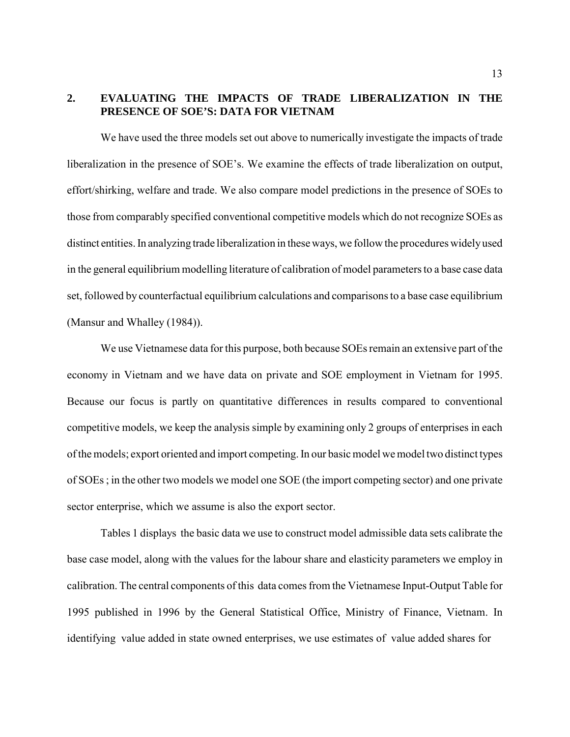## 2. EVALUATING THE IMPACTS OF TRADE LIBERALIZATION IN THE PRESENCE OF SOE'S: DATA FOR VIETNAM

We have used the three models set out above to numerically investigate the impacts of trade liberalization in the presence of SOE's. We examine the effects of trade liberalization on output, effort/shirking, welfare and trade. We also compare model predictions in the presence of SOEs to those from comparably specified conventional competitive models which do not recognize SOEs as distinct entities. In analyzing trade liberalization in these ways, we follow the procedures widely used in the general equilibrium modelling literature of calibration of model parameters to a base case data set, followed by counterfactual equilibrium calculations and comparisons to a base case equilibrium (Mansur and Whalley (1984)).

We use Vietnamese data for this purpose, both because SOEs remain an extensive part of the economy in Vietnam and we have data on private and SOE employment in Vietnam for 1995. Because our focus is partly on quantitative differences in results compared to conventional competitive models, we keep the analysis simple by examining only 2 groups of enterprises in each of the models; export oriented and import competing. In our basic model we model two distinct types of SOEs ; in the other two models we model one SOE (the import competing sector) and one private sector enterprise, which we assume is also the export sector.

Tables 1 displays the basic data we use to construct model admissible data sets calibrate the base case model, along with the values for the labour share and elasticity parameters we employ in calibration. The central components of this data comes from the Vietnamese Input-Output Table for 1995 published in 1996 by the General Statistical Office, Ministry of Finance, Vietnam. In identifying value added in state owned enterprises, we use estimates of value added shares for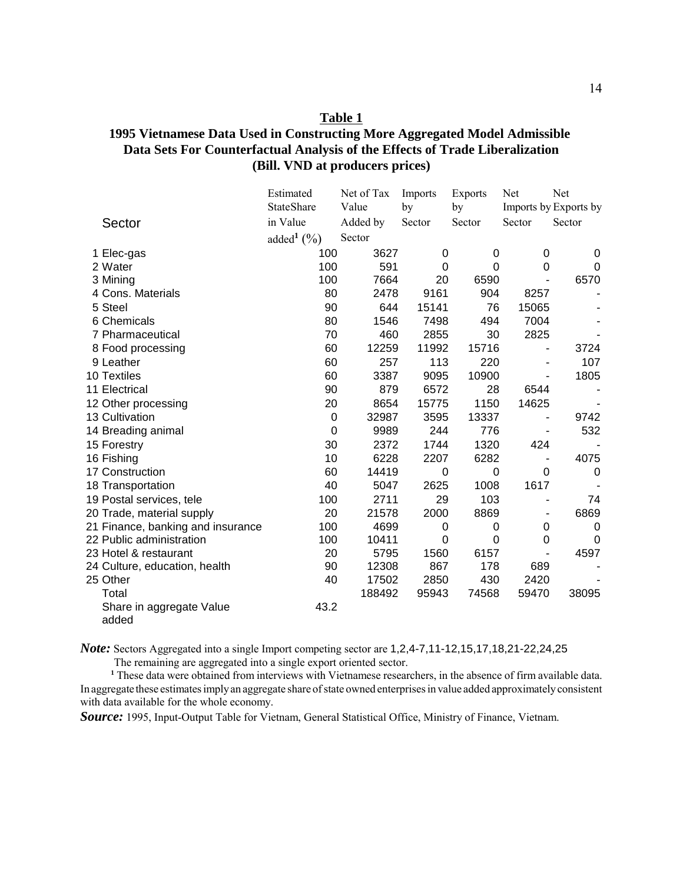**Table 1**

**1995 Vietnamese Data Used in Constructing More Aggregated Model Admissible Data Sets For Counterfactual Analysis of the Effects of Trade Liberalization (Bill. VND at producers prices)**

| Sector | Estimated StateShare in Value added[1] (%) | Net of Tax Value Added by Sector | Imports by Sector | Exports by Sector | Net Imports by Sector | Net Exports by Sector |
|---|---|---|---|---|---|---|
| 1 Elec-gas | 100 | 3627 | 0 | 0 | 0 | 0 |
| 2 Water | 100 | 591 | 0 | 0 | 0 | 0 |
| 3 Mining | 100 | 7664 | 20 | 6590 | - | 6570 |
| 4 Cons. Materials | 80 | 2478 | 9161 | 904 | 8257 | - |
| 5 Steel | 90 | 644 | 15141 | 76 | 15065 | - |
| 6 Chemicals | 80 | 1546 | 7498 | 494 | 7004 | - |
| 7 Pharmaceutical | 70 | 460 | 2855 | 30 | 2825 | - |
| 8 Food processing | 60 | 12259 | 11992 | 15716 | - | 3724 |
| 9 Leather | 60 | 257 | 113 | 220 | - | 107 |
| 10 Textiles | 60 | 3387 | 9095 | 10900 | - | 1805 |
| 11 Electrical | 90 | 879 | 6572 | 28 | 6544 | - |
| 12 Other processing | 20 | 8654 | 15775 | 1150 | 14625 | - |
| 13 Cultivation | 0 | 32987 | 3595 | 13337 | - | 9742 |
| 14 Breading animal | 0 | 9989 | 244 | 776 | - | 532 |
| 15 Forestry | 30 | 2372 | 1744 | 1320 | 424 | - |
| 16 Fishing | 10 | 6228 | 2207 | 6282 | - | 4075 |
| 17 Construction | 60 | 14419 | 0 | 0 | 0 | 0 |
| 18 Transportation | 40 | 5047 | 2625 | 1008 | 1617 | - |
| 19 Postal services, tele | 100 | 2711 | 29 | 103 | - | 74 |
| 20 Trade, material supply | 20 | 21578 | 2000 | 8869 | - | 6869 |
| 21 Finance, banking and insurance | 100 | 4699 | 0 | 0 | 0 | 0 |
| 22 Public administration | 100 | 10411 | 0 | 0 | 0 | 0 |
| 23 Hotel & restaurant | 20 | 5795 | 1560 | 6157 | - | 4597 |
| 24 Culture, education, health | 90 | 12308 | 867 | 178 | 689 | - |
| 25 Other | 40 | 17502 | 2850 | 430 | 2420 | - |
| Total | | 188492 | 95943 | 74568 | 59470 | 38095 |
| Share in aggregate Value added | 43.2 | | | | | |

***Note:*** Sectors Aggregated into a single Import competing sector are 1,2,4-7,11-12,15,17,18,21-22,24,25
The remaining are aggregated into a single export oriented sector.

[1] These data were obtained from interviews with Vietnamese researchers, in the absence of firm available data. In aggregate these estimates imply an aggregate share of state owned enterprises in value added approximately consistent with data available for the whole economy.

***Source:*** 1995, Input-Output Table for Vietnam, General Statistical Office, Ministry of Finance, Vietnam.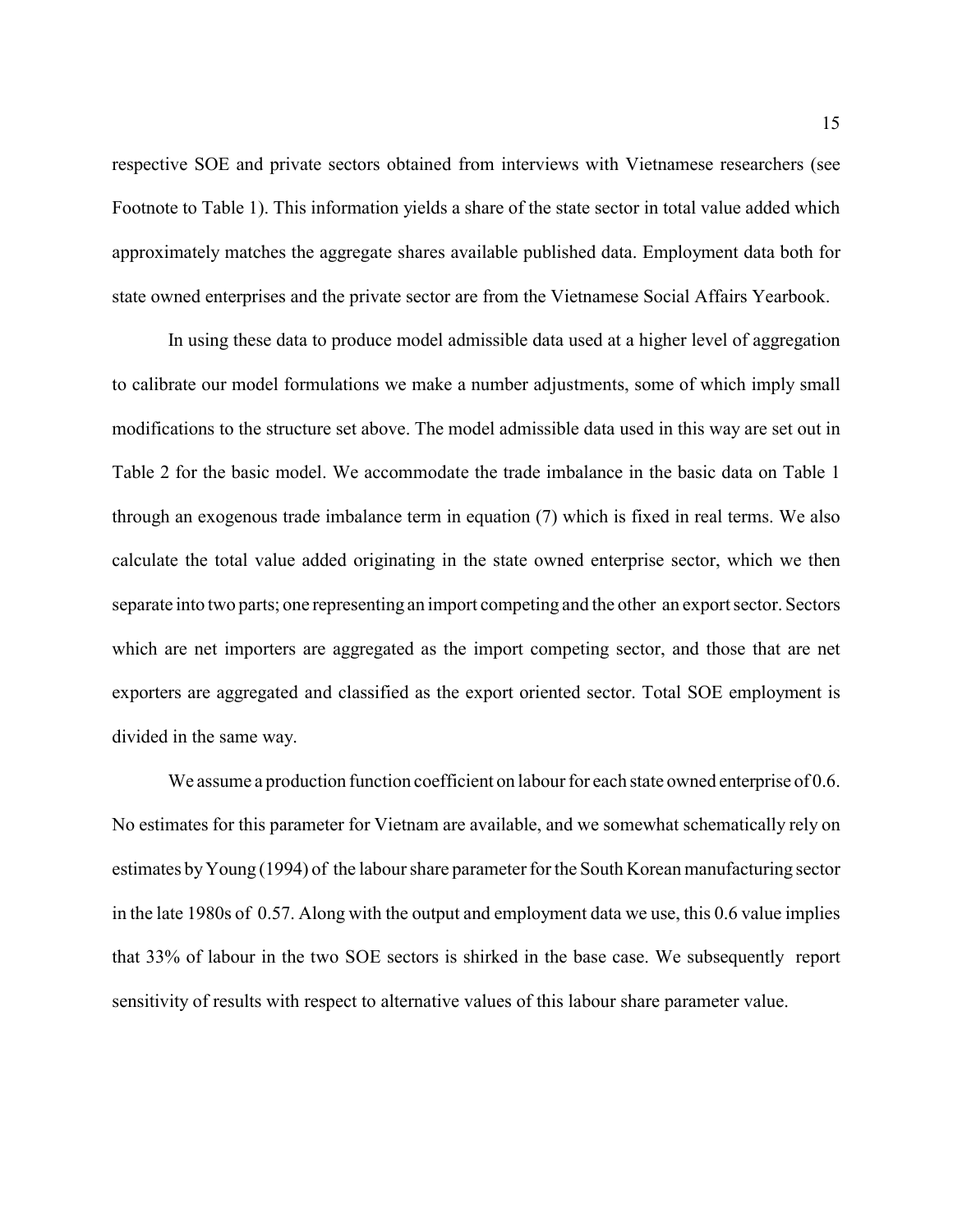respective SOE and private sectors obtained from interviews with Vietnamese researchers (see Footnote to Table 1). This information yields a share of the state sector in total value added which approximately matches the aggregate shares available published data. Employment data both for state owned enterprises and the private sector are from the Vietnamese Social Affairs Yearbook.

In using these data to produce model admissible data used at a higher level of aggregation to calibrate our model formulations we make a number adjustments, some of which imply small modifications to the structure set above. The model admissible data used in this way are set out in Table 2 for the basic model. We accommodate the trade imbalance in the basic data on Table 1 through an exogenous trade imbalance term in equation (7) which is fixed in real terms. We also calculate the total value added originating in the state owned enterprise sector, which we then separate into two parts; one representing an import competing and the other an export sector. Sectors which are net importers are aggregated as the import competing sector, and those that are net exporters are aggregated and classified as the export oriented sector. Total SOE employment is divided in the same way.

We assume a production function coefficient on labour for each state owned enterprise of 0.6. No estimates for this parameter for Vietnam are available, and we somewhat schematically rely on estimates by Young (1994) of the labour share parameter for the South Korean manufacturing sector in the late 1980s of 0.57. Along with the output and employment data we use, this 0.6 value implies that 33% of labour in the two SOE sectors is shirked in the base case. We subsequently report sensitivity of results with respect to alternative values of this labour share parameter value.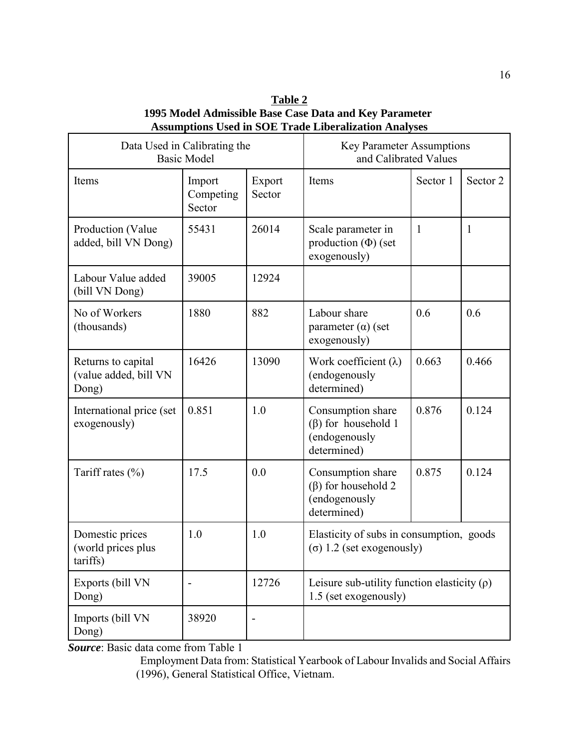**Table 2**
**1995 Model Admissible Base Case Data and Key Parameter Assumptions Used in SOE Trade Liberalization Analyses**

| Data Used in Calibrating the Basic Model | | | Key Parameter Assumptions and Calibrated Values | | |
|---|---|---|---|---|---|
| Items | Import Competing Sector | Export Sector | Items | Sector 1 | Sector 2 |
| Production (Value added, bill VN Dong) | 55431 | 26014 | Scale parameter in production (Φ) (set exogenously) | 1 | 1 |
| Labour Value added (bill VN Dong) | 39005 | 12924 | | | |
| No of Workers (thousands) | 1880 | 882 | Labour share parameter (α) (set exogenously) | 0.6 | 0.6 |
| Returns to capital (value added, bill VN Dong) | 16426 | 13090 | Work coefficient (λ) (endogenously determined) | 0.663 | 0.466 |
| International price (set exogenously) | 0.851 | 1.0 | Consumption share (β) for household 1 (endogenously determined) | 0.876 | 0.124 |
| Tariff rates (%) | 17.5 | 0.0 | Consumption share (β) for household 2 (endogenously determined) | 0.875 | 0.124 |
| Domestic prices (world prices plus tariffs) | 1.0 | 1.0 | Elasticity of subs in consumption, goods (σ) 1.2 (set exogenously) | | |
| Exports (bill VN Dong) | - | 12726 | Leisure sub-utility function elasticity (ρ) 1.5 (set exogenously) | | |
| Imports (bill VN Dong) | 38920 | - | | | |

***Source***: Basic data come from Table 1
Employment Data from: Statistical Yearbook of Labour Invalids and Social Affairs (1996), General Statistical Office, Vietnam.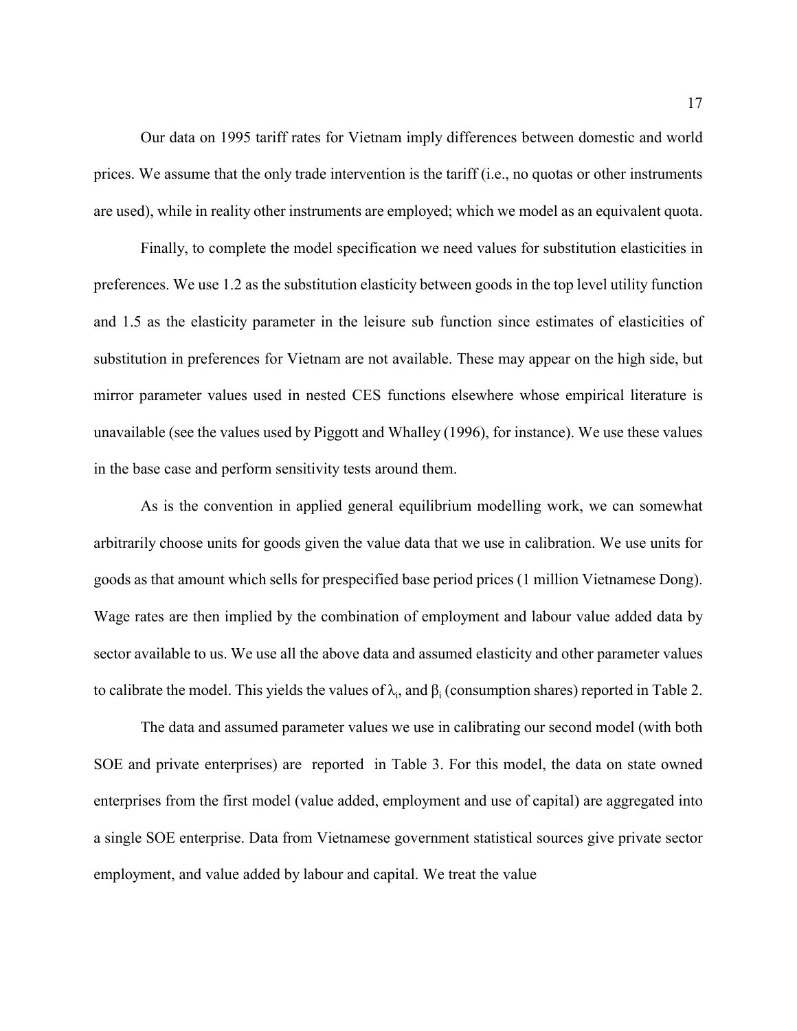Our data on 1995 tariff rates for Vietnam imply differences between domestic and world prices. We assume that the only trade intervention is the tariff (i.e., no quotas or other instruments are used), while in reality other instruments are employed; which we model as an equivalent quota.

Finally, to complete the model specification we need values for substitution elasticities in preferences. We use 1.2 as the substitution elasticity between goods in the top level utility function and 1.5 as the elasticity parameter in the leisure sub function since estimates of elasticities of substitution in preferences for Vietnam are not available. These may appear on the high side, but mirror parameter values used in nested CES functions elsewhere whose empirical literature is unavailable (see the values used by Piggott and Whalley (1996), for instance). We use these values in the base case and perform sensitivity tests around them.

As is the convention in applied general equilibrium modelling work, we can somewhat arbitrarily choose units for goods given the value data that we use in calibration. We use units for goods as that amount which sells for prespecified base period prices (1 million Vietnamese Dong). Wage rates are then implied by the combination of employment and labour value added data by sector available to us. We use all the above data and assumed elasticity and other parameter values to calibrate the model. This yields the values of $\lambda_i$, and $\beta_i$ (consumption shares) reported in Table 2.

The data and assumed parameter values we use in calibrating our second model (with both SOE and private enterprises) are reported in Table 3. For this model, the data on state owned enterprises from the first model (value added, employment and use of capital) are aggregated into a single SOE enterprise. Data from Vietnamese government statistical sources give private sector employment, and value added by labour and capital. We treat the value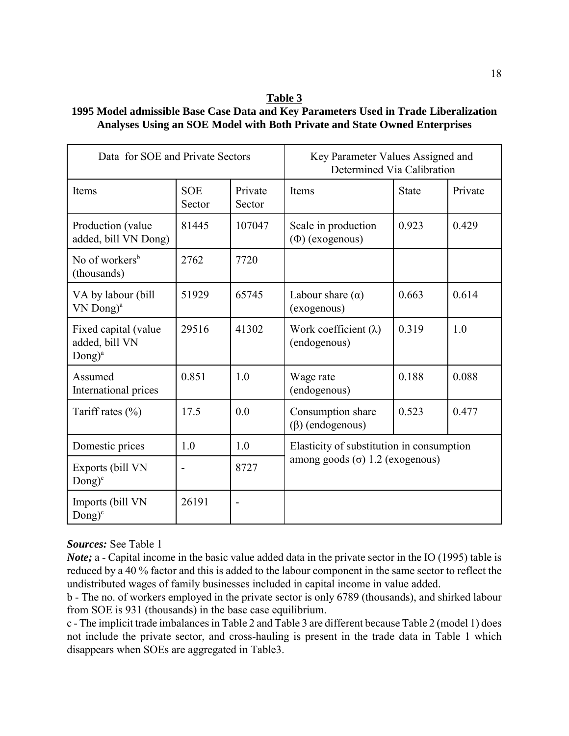**Table 3**

**1995 Model admissible Base Case Data and Key Parameters Used in Trade Liberalization Analyses Using an SOE Model with Both Private and State Owned Enterprises**

| Data for SOE and Private Sectors | | | Key Parameter Values Assigned and Determined Via Calibration | | |
|---|---|---|---|---|---|
| Items | SOE Sector | Private Sector | Items | State | Private |
| Production (value added, bill VN Dong) | 81445 | 107047 | Scale in production ($\Phi$) (exogenous) | 0.923 | 0.429 |
| No of workers[b] (thousands) | 2762 | 7720 | | | |
| VA by labour (bill VN Dong)[a] | 51929 | 65745 | Labour share ($\alpha$) (exogenous) | 0.663 | 0.614 |
| Fixed capital (value added, bill VN Dong)[a] | 29516 | 41302 | Work coefficient ($\lambda$) (endogenous) | 0.319 | 1.0 |
| Assumed International prices | 0.851 | 1.0 | Wage rate (endogenous) | 0.188 | 0.088 |
| Tariff rates (%) | 17.5 | 0.0 | Consumption share ($\beta$) (endogenous) | 0.523 | 0.477 |
| Domestic prices | 1.0 | 1.0 | Elasticity of substitution in consumption among goods ($\sigma$) 1.2 (exogenous) | | |
| Exports (bill VN Dong)[c] | - | 8727 | | | |
| Imports (bill VN Dong)[c] | 26191 | - | | | |

***Sources:*** See Table 1

***Note;*** a - Capital income in the basic value added data in the private sector in the IO (1995) table is reduced by a 40 % factor and this is added to the labour component in the same sector to reflect the undistributed wages of family businesses included in capital income in value added.

b - The no. of workers employed in the private sector is only 6789 (thousands), and shirked labour from SOE is 931 (thousands) in the base case equilibrium.

c - The implicit trade imbalances in Table 2 and Table 3 are different because Table 2 (model 1) does not include the private sector, and cross-hauling is present in the trade data in Table 1 which disappears when SOEs are aggregated in Table3.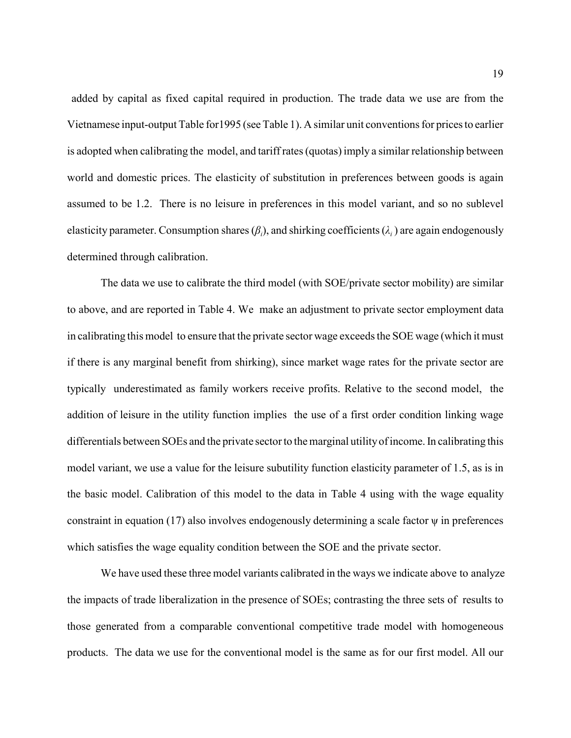added by capital as fixed capital required in production. The trade data we use are from the Vietnamese input-output Table for1995 (see Table 1). A similar unit conventions for prices to earlier is adopted when calibrating the model, and tariff rates (quotas) imply a similar relationship between world and domestic prices. The elasticity of substitution in preferences between goods is again assumed to be 1.2. There is no leisure in preferences in this model variant, and so no sublevel elasticity parameter. Consumption shares ($\beta_i$), and shirking coefficients ($\lambda_i$) are again endogenously determined through calibration.

The data we use to calibrate the third model (with SOE/private sector mobility) are similar to above, and are reported in Table 4. We make an adjustment to private sector employment data in calibrating this model to ensure that the private sector wage exceeds the SOE wage (which it must if there is any marginal benefit from shirking), since market wage rates for the private sector are typically underestimated as family workers receive profits. Relative to the second model, the addition of leisure in the utility function implies the use of a first order condition linking wage differentials between SOEs and the private sector to the marginal utility of income. In calibrating this model variant, we use a value for the leisure subutility function elasticity parameter of 1.5, as is in the basic model. Calibration of this model to the data in Table 4 using with the wage equality constraint in equation (17) also involves endogenously determining a scale factor $\psi$ in preferences which satisfies the wage equality condition between the SOE and the private sector.

We have used these three model variants calibrated in the ways we indicate above to analyze the impacts of trade liberalization in the presence of SOEs; contrasting the three sets of results to those generated from a comparable conventional competitive trade model with homogeneous products. The data we use for the conventional model is the same as for our first model. All our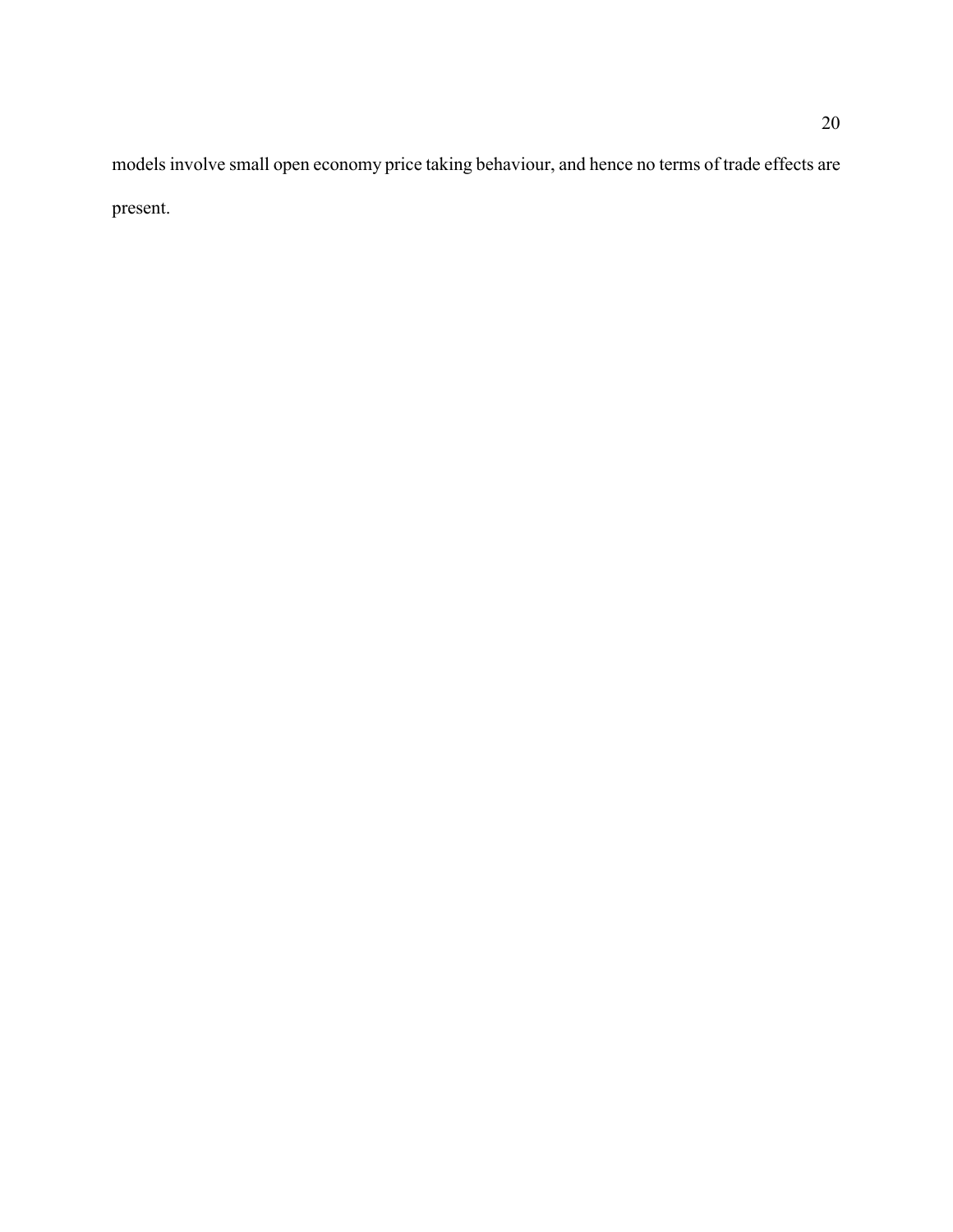models involve small open economy price taking behaviour, and hence no terms of trade effects are present.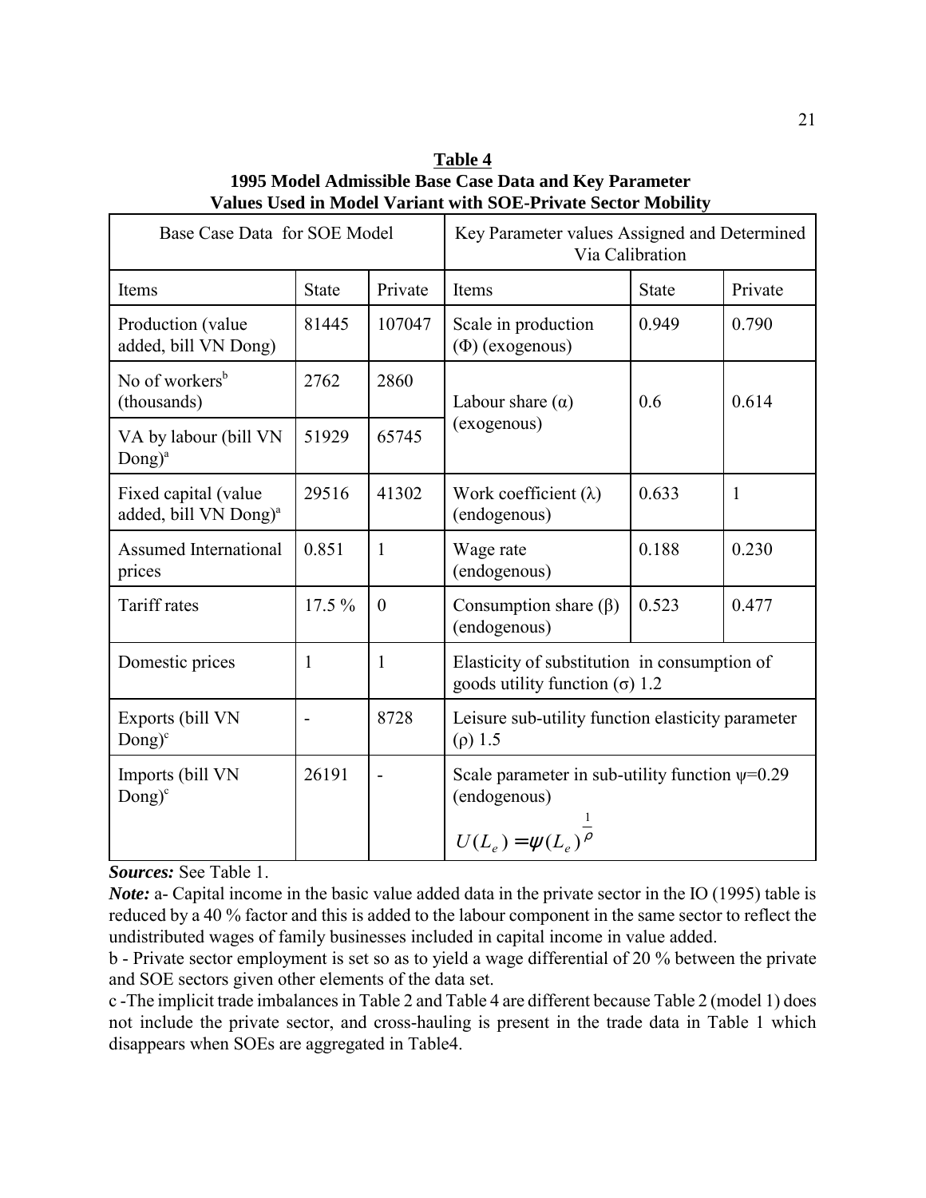**Table 4**
**1995 Model Admissible Base Case Data and Key Parameter Values Used in Model Variant with SOE-Private Sector Mobility**

| Base Case Data for SOE Model | | | Key Parameter values Assigned and Determined Via Calibration | | |
|---|---|---|---|---|---|
| Items | State | Private | Items | State | Private |
| Production (value added, bill VN Dong) | 81445 | 107047 | Scale in production ($\Phi$) (exogenous) | 0.949 | 0.790 |
| No of workers[b] (thousands) | 2762 | 2860 | Labour share ($\alpha$) (exogenous) | 0.6 | 0.614 |
| VA by labour (bill VN Dong)[a] | 51929 | 65745 | | | |
| Fixed capital (value added, bill VN Dong)[a] | 29516 | 41302 | Work coefficient ($\lambda$) (endogenous) | 0.633 | 1 |
| Assumed International prices | 0.851 | 1 | Wage rate (endogenous) | 0.188 | 0.230 |
| Tariff rates | 17.5 % | 0 | Consumption share ($\beta$) (endogenous) | 0.523 | 0.477 |
| Domestic prices | 1 | 1 | Elasticity of substitution in consumption of goods utility function ($\sigma$) 1.2 | | |
| Exports (bill VN Dong)[c] | - | 8728 | Leisure sub-utility function elasticity parameter ($\rho$) 1.5 | | |
| Imports (bill VN Dong)[c] | 26191 | - | Scale parameter in sub-utility function $\psi$=0.29 (endogenous) $U(L_e) = \psi (L_e)^{\frac{1}{\rho}}$ | | |

***Sources:*** See Table 1.

***Note:*** a- Capital income in the basic value added data in the private sector in the IO (1995) table is reduced by a 40 % factor and this is added to the labour component in the same sector to reflect the undistributed wages of family businesses included in capital income in value added.

b - Private sector employment is set so as to yield a wage differential of 20 % between the private and SOE sectors given other elements of the data set.

c -The implicit trade imbalances in Table 2 and Table 4 are different because Table 2 (model 1) does not include the private sector, and cross-hauling is present in the trade data in Table 1 which disappears when SOEs are aggregated in Table4.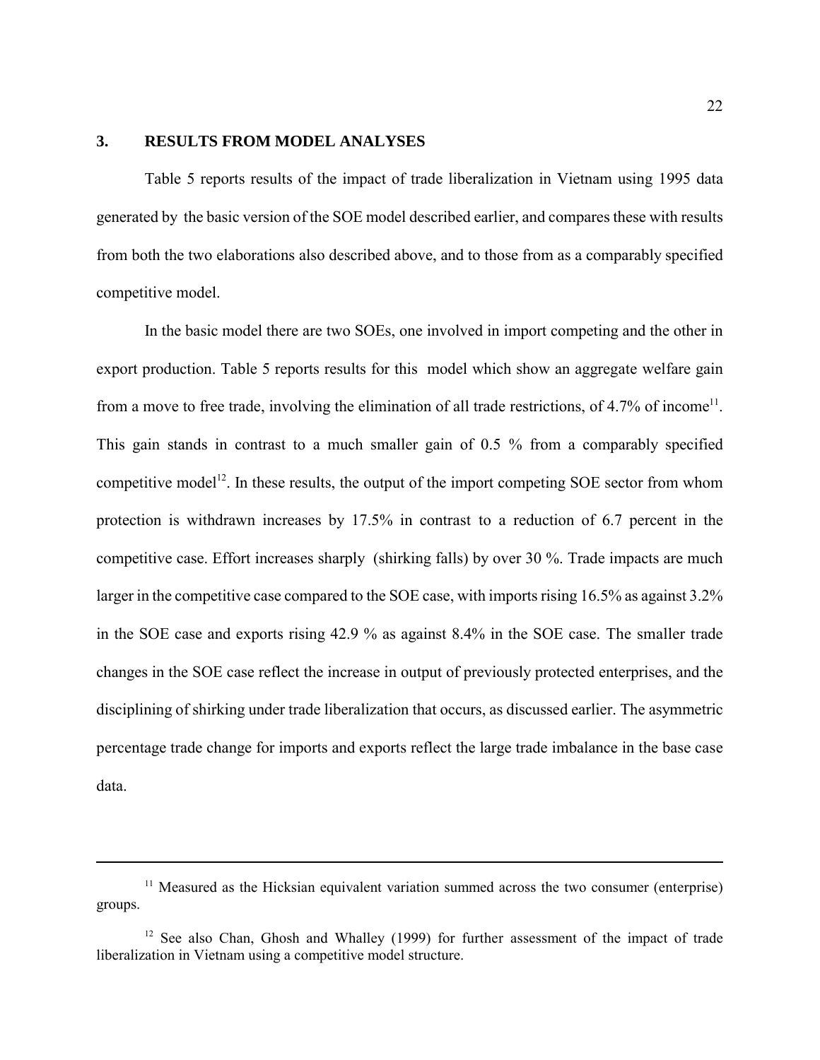## 3. RESULTS FROM MODEL ANALYSES

Table 5 reports results of the impact of trade liberalization in Vietnam using 1995 data generated by the basic version of the SOE model described earlier, and compares these with results from both the two elaborations also described above, and to those from as a comparably specified competitive model.

In the basic model there are two SOEs, one involved in import competing and the other in export production. Table 5 reports results for this model which show an aggregate welfare gain from a move to free trade, involving the elimination of all trade restrictions, of 4.7% of income[11]. This gain stands in contrast to a much smaller gain of 0.5 % from a comparably specified competitive model[12]. In these results, the output of the import competing SOE sector from whom protection is withdrawn increases by 17.5% in contrast to a reduction of 6.7 percent in the competitive case. Effort increases sharply (shirking falls) by over 30 %. Trade impacts are much larger in the competitive case compared to the SOE case, with imports rising 16.5% as against 3.2% in the SOE case and exports rising 42.9 % as against 8.4% in the SOE case. The smaller trade changes in the SOE case reflect the increase in output of previously protected enterprises, and the disciplining of shirking under trade liberalization that occurs, as discussed earlier. The asymmetric percentage trade change for imports and exports reflect the large trade imbalance in the base case data.

---

[11] Measured as the Hicksian equivalent variation summed across the two consumer (enterprise) groups.

[12] See also Chan, Ghosh and Whalley (1999) for further assessment of the impact of trade liberalization in Vietnam using a competitive model structure.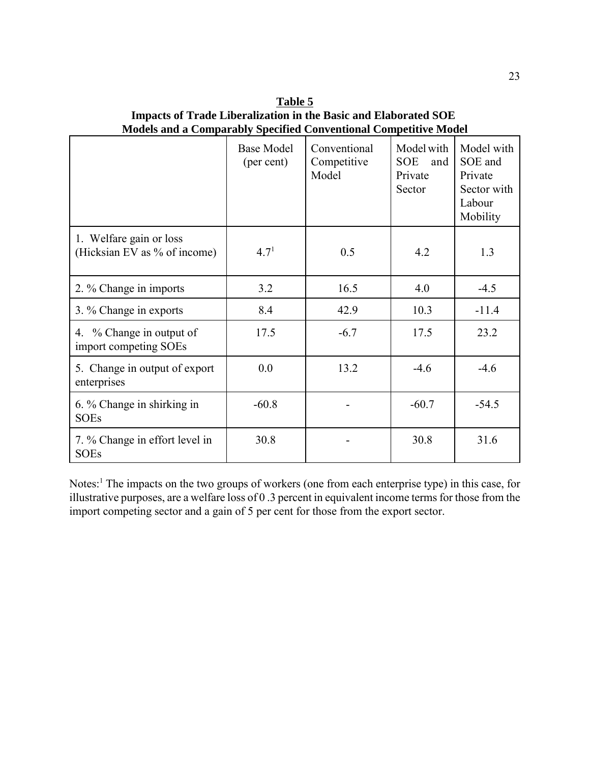**Table 5**
**Impacts of Trade Liberalization in the Basic and Elaborated SOE Models and a Comparably Specified Conventional Competitive Model**

| | Base Model (per cent) | Conventional Competitive Model | Model with SOE and Private Sector | Model with SOE and Private Sector with Labour Mobility |
|---|---|---|---|---|
| 1. Welfare gain or loss (Hicksian EV as % of income) | 4.7[1] | 0.5 | 4.2 | 1.3 |
| 2. % Change in imports | 3.2 | 16.5 | 4.0 | -4.5 |
| 3. % Change in exports | 8.4 | 42.9 | 10.3 | -11.4 |
| 4. % Change in output of import competing SOEs | 17.5 | -6.7 | 17.5 | 23.2 |
| 5. Change in output of export enterprises | 0.0 | 13.2 | -4.6 | -4.6 |
| 6. % Change in shirking in SOEs | -60.8 | - | -60.7 | -54.5 |
| 7. % Change in effort level in SOEs | 30.8 | - | 30.8 | 31.6 |

Notes:[1] The impacts on the two groups of workers (one from each enterprise type) in this case, for illustrative purposes, are a welfare loss of 0 .3 percent in equivalent income terms for those from the import competing sector and a gain of 5 per cent for those from the export sector.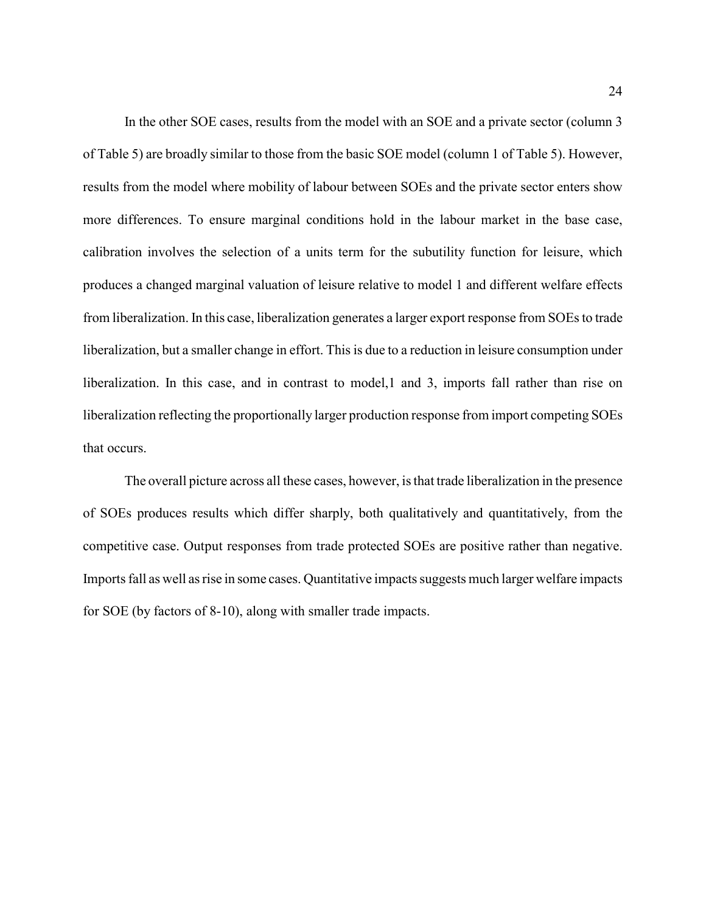In the other SOE cases, results from the model with an SOE and a private sector (column 3 of Table 5) are broadly similar to those from the basic SOE model (column 1 of Table 5). However, results from the model where mobility of labour between SOEs and the private sector enters show more differences. To ensure marginal conditions hold in the labour market in the base case, calibration involves the selection of a units term for the subutility function for leisure, which produces a changed marginal valuation of leisure relative to model 1 and different welfare effects from liberalization. In this case, liberalization generates a larger export response from SOEs to trade liberalization, but a smaller change in effort. This is due to a reduction in leisure consumption under liberalization. In this case, and in contrast to model,1 and 3, imports fall rather than rise on liberalization reflecting the proportionally larger production response from import competing SOEs that occurs.

The overall picture across all these cases, however, is that trade liberalization in the presence of SOEs produces results which differ sharply, both qualitatively and quantitatively, from the competitive case. Output responses from trade protected SOEs are positive rather than negative. Imports fall as well as rise in some cases. Quantitative impacts suggests much larger welfare impacts for SOE (by factors of 8-10), along with smaller trade impacts.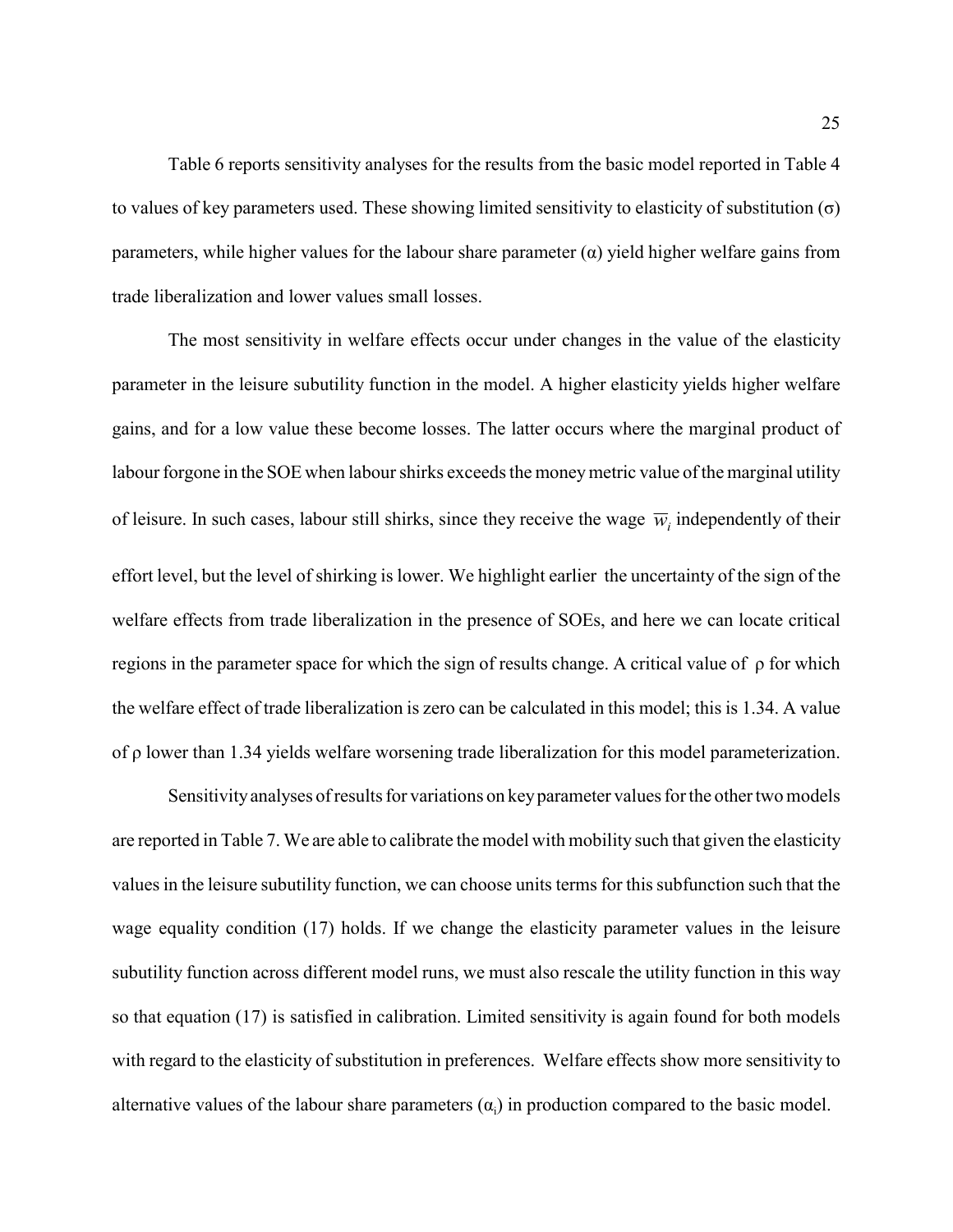Table 6 reports sensitivity analyses for the results from the basic model reported in Table 4 to values of key parameters used. These showing limited sensitivity to elasticity of substitution ($\sigma$) parameters, while higher values for the labour share parameter ($\alpha$) yield higher welfare gains from trade liberalization and lower values small losses.

The most sensitivity in welfare effects occur under changes in the value of the elasticity parameter in the leisure subutility function in the model. A higher elasticity yields higher welfare gains, and for a low value these become losses. The latter occurs where the marginal product of labour forgone in the SOE when labour shirks exceeds the money metric value of the marginal utility of leisure. In such cases, labour still shirks, since they receive the wage $\overline{w}_i$ independently of their effort level, but the level of shirking is lower. We highlight earlier the uncertainty of the sign of the welfare effects from trade liberalization in the presence of SOEs, and here we can locate critical regions in the parameter space for which the sign of results change. A critical value of $\rho$ for which the welfare effect of trade liberalization is zero can be calculated in this model; this is 1.34. A value of $\rho$ lower than 1.34 yields welfare worsening trade liberalization for this model parameterization.

Sensitivity analyses of results for variations on key parameter values for the other two models are reported in Table 7. We are able to calibrate the model with mobility such that given the elasticity values in the leisure subutility function, we can choose units terms for this subfunction such that the wage equality condition (17) holds. If we change the elasticity parameter values in the leisure subutility function across different model runs, we must also rescale the utility function in this way so that equation (17) is satisfied in calibration. Limited sensitivity is again found for both models with regard to the elasticity of substitution in preferences. Welfare effects show more sensitivity to alternative values of the labour share parameters ($\alpha_i$) in production compared to the basic model.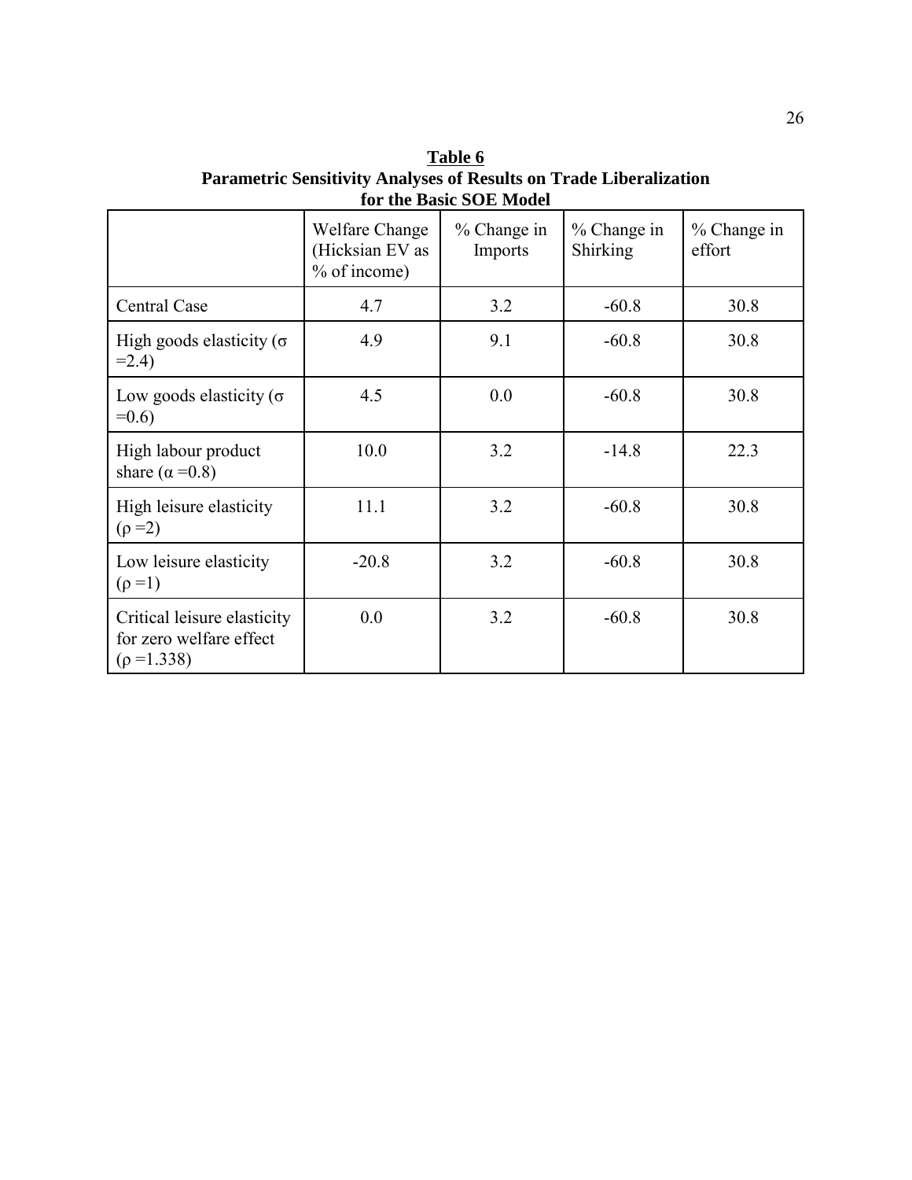**Table 6**
**Parametric Sensitivity Analyses of Results on Trade Liberalization for the Basic SOE Model**

| | Welfare Change (Hicksian EV as % of income) | % Change in Imports | % Change in Shirking | % Change in effort |
|---|---|---|---|---|
| Central Case | 4.7 | 3.2 | -60.8 | 30.8 |
| High goods elasticity ($\sigma$ =2.4) | 4.9 | 9.1 | -60.8 | 30.8 |
| Low goods elasticity ($\sigma$ =0.6) | 4.5 | 0.0 | -60.8 | 30.8 |
| High labour product share ($\alpha$ =0.8) | 10.0 | 3.2 | -14.8 | 22.3 |
| High leisure elasticity ($\rho$ =2) | 11.1 | 3.2 | -60.8 | 30.8 |
| Low leisure elasticity ($\rho$ =1) | -20.8 | 3.2 | -60.8 | 30.8 |
| Critical leisure elasticity for zero welfare effect ($\rho$ =1.338) | 0.0 | 3.2 | -60.8 | 30.8 |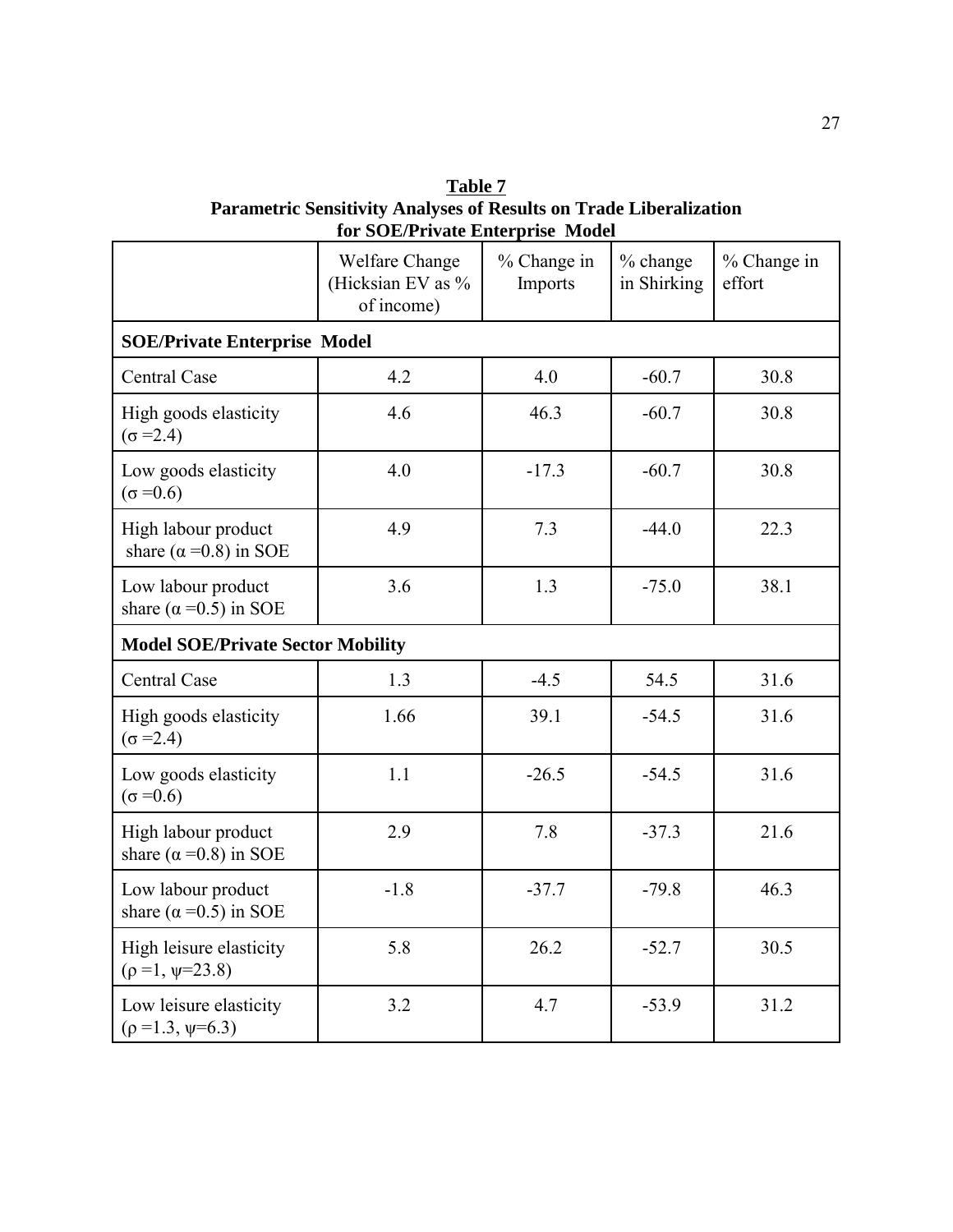**Table 7**
**Parametric Sensitivity Analyses of Results on Trade Liberalization for SOE/Private Enterprise Model**

| | Welfare Change (Hicksian EV as % of income) | % Change in Imports | % change in Shirking | % Change in effort |
|---|---|---|---|---|
| **SOE/Private Enterprise Model** | | | | |
| Central Case | 4.2 | 4.0 | -60.7 | 30.8 |
| High goods elasticity ($\sigma$ =2.4) | 4.6 | 46.3 | -60.7 | 30.8 |
| Low goods elasticity ($\sigma$ =0.6) | 4.0 | -17.3 | -60.7 | 30.8 |
| High labour product share ($\alpha$ =0.8) in SOE | 4.9 | 7.3 | -44.0 | 22.3 |
| Low labour product share ($\alpha$ =0.5) in SOE | 3.6 | 1.3 | -75.0 | 38.1 |
| **Model SOE/Private Sector Mobility** | | | | |
| Central Case | 1.3 | -4.5 | 54.5 | 31.6 |
| High goods elasticity ($\sigma$ =2.4) | 1.66 | 39.1 | -54.5 | 31.6 |
| Low goods elasticity ($\sigma$ =0.6) | 1.1 | -26.5 | -54.5 | 31.6 |
| High labour product share ($\alpha$ =0.8) in SOE | 2.9 | 7.8 | -37.3 | 21.6 |
| Low labour product share ($\alpha$ =0.5) in SOE | -1.8 | -37.7 | -79.8 | 46.3 |
| High leisure elasticity ($\rho$ =1, $\psi$=23.8) | 5.8 | 26.2 | -52.7 | 30.5 |
| Low leisure elasticity ($\rho$ =1.3, $\psi$=6.3) | 3.2 | 4.7 | -53.9 | 31.2 |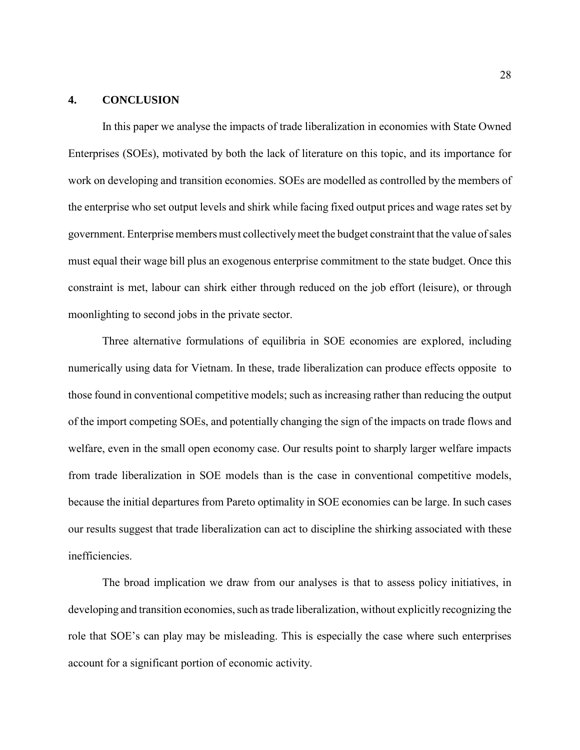## 4. CONCLUSION

In this paper we analyse the impacts of trade liberalization in economies with State Owned Enterprises (SOEs), motivated by both the lack of literature on this topic, and its importance for work on developing and transition economies. SOEs are modelled as controlled by the members of the enterprise who set output levels and shirk while facing fixed output prices and wage rates set by government. Enterprise members must collectively meet the budget constraint that the value of sales must equal their wage bill plus an exogenous enterprise commitment to the state budget. Once this constraint is met, labour can shirk either through reduced on the job effort (leisure), or through moonlighting to second jobs in the private sector.

Three alternative formulations of equilibria in SOE economies are explored, including numerically using data for Vietnam. In these, trade liberalization can produce effects opposite to those found in conventional competitive models; such as increasing rather than reducing the output of the import competing SOEs, and potentially changing the sign of the impacts on trade flows and welfare, even in the small open economy case. Our results point to sharply larger welfare impacts from trade liberalization in SOE models than is the case in conventional competitive models, because the initial departures from Pareto optimality in SOE economies can be large. In such cases our results suggest that trade liberalization can act to discipline the shirking associated with these inefficiencies.

The broad implication we draw from our analyses is that to assess policy initiatives, in developing and transition economies, such as trade liberalization, without explicitly recognizing the role that SOE's can play may be misleading. This is especially the case where such enterprises account for a significant portion of economic activity.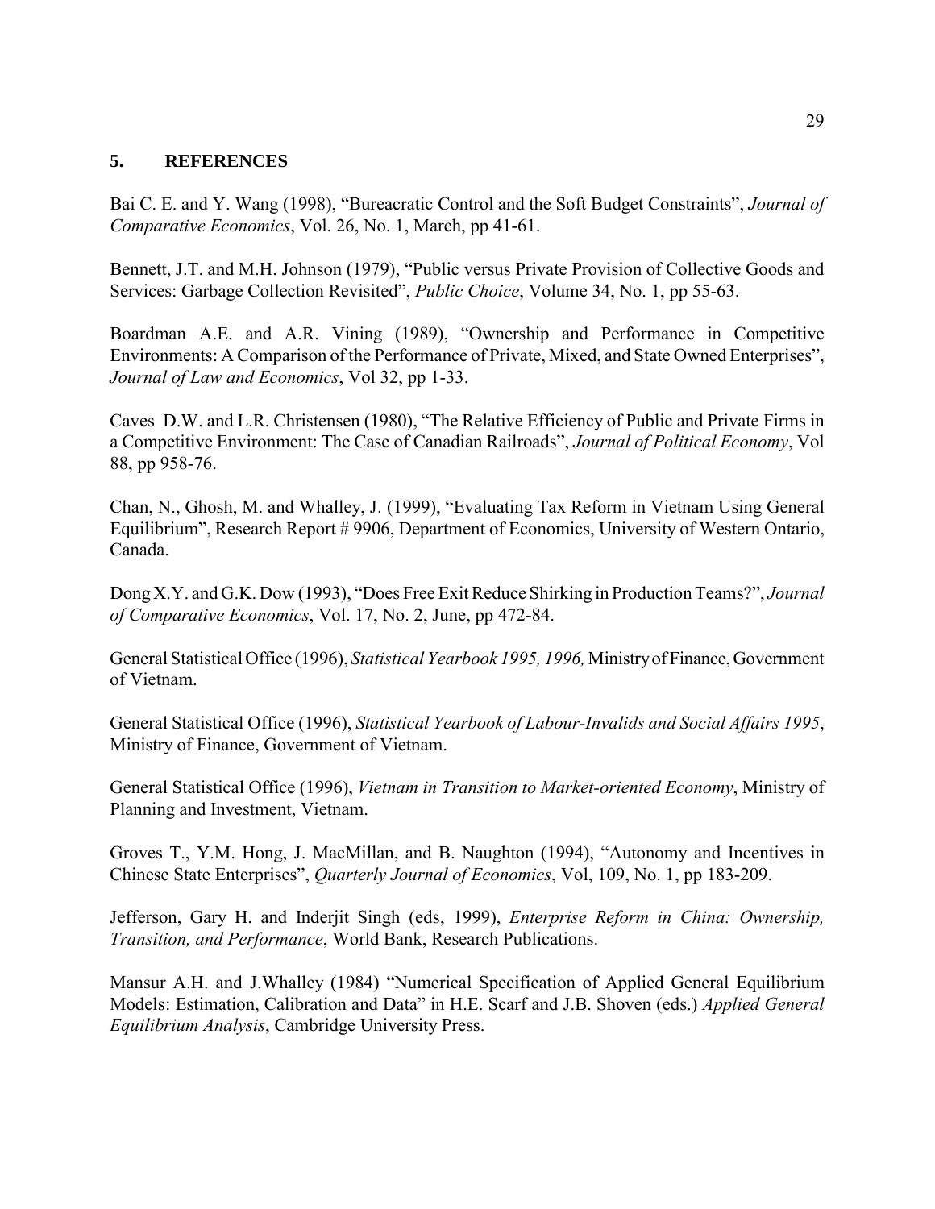## 5. REFERENCES

Bai C. E. and Y. Wang (1998), "Bureacratic Control and the Soft Budget Constraints", *Journal of Comparative Economics*, Vol. 26, No. 1, March, pp 41-61.

Bennett, J.T. and M.H. Johnson (1979), "Public versus Private Provision of Collective Goods and Services: Garbage Collection Revisited", *Public Choice*, Volume 34, No. 1, pp 55-63.

Boardman A.E. and A.R. Vining (1989), "Ownership and Performance in Competitive Environments: A Comparison of the Performance of Private, Mixed, and State Owned Enterprises", *Journal of Law and Economics*, Vol 32, pp 1-33.

Caves D.W. and L.R. Christensen (1980), "The Relative Efficiency of Public and Private Firms in a Competitive Environment: The Case of Canadian Railroads", *Journal of Political Economy*, Vol 88, pp 958-76.

Chan, N., Ghosh, M. and Whalley, J. (1999), "Evaluating Tax Reform in Vietnam Using General Equilibrium", Research Report # 9906, Department of Economics, University of Western Ontario, Canada.

Dong X.Y. and G.K. Dow (1993), "Does Free Exit Reduce Shirking in Production Teams?", *Journal of Comparative Economics*, Vol. 17, No. 2, June, pp 472-84.

General Statistical Office (1996), *Statistical Yearbook 1995, 1996,* Ministry of Finance, Government of Vietnam.

General Statistical Office (1996), *Statistical Yearbook of Labour-Invalids and Social Affairs 1995*, Ministry of Finance, Government of Vietnam.

General Statistical Office (1996), *Vietnam in Transition to Market-oriented Economy*, Ministry of Planning and Investment, Vietnam.

Groves T., Y.M. Hong, J. MacMillan, and B. Naughton (1994), "Autonomy and Incentives in Chinese State Enterprises", *Quarterly Journal of Economics*, Vol, 109, No. 1, pp 183-209.

Jefferson, Gary H. and Inderjit Singh (eds, 1999), *Enterprise Reform in China: Ownership, Transition, and Performance*, World Bank, Research Publications.

Mansur A.H. and J.Whalley (1984) "Numerical Specification of Applied General Equilibrium Models: Estimation, Calibration and Data" in H.E. Scarf and J.B. Shoven (eds.) *Applied General Equilibrium Analysis*, Cambridge University Press.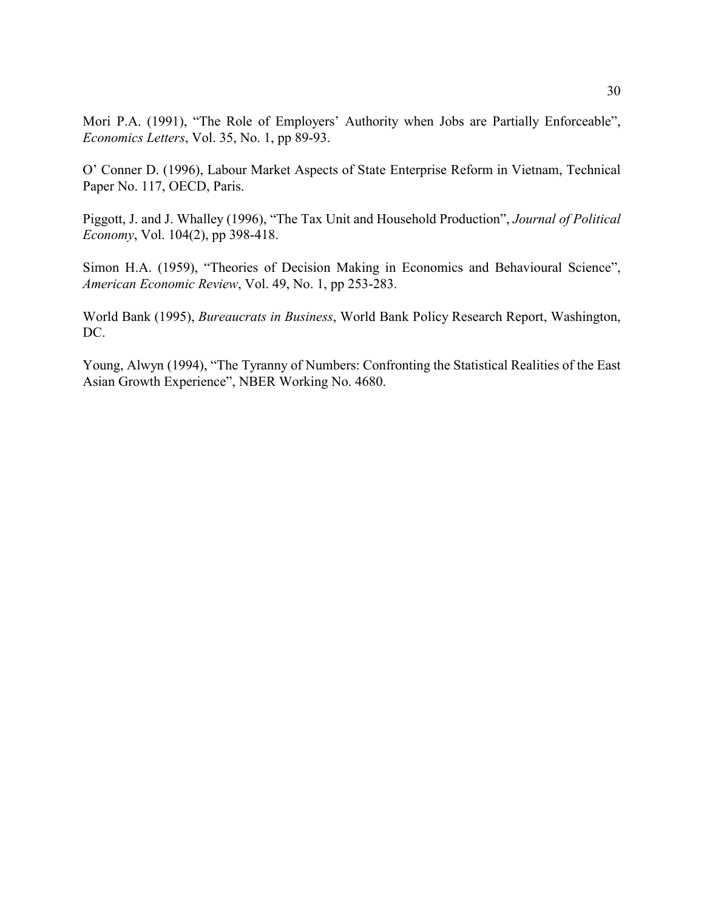Mori P.A. (1991), "The Role of Employers' Authority when Jobs are Partially Enforceable", *Economics Letters*, Vol. 35, No. 1, pp 89-93.

O' Conner D. (1996), Labour Market Aspects of State Enterprise Reform in Vietnam, Technical Paper No. 117, OECD, Paris.

Piggott, J. and J. Whalley (1996), "The Tax Unit and Household Production", *Journal of Political Economy*, Vol. 104(2), pp 398-418.

Simon H.A. (1959), "Theories of Decision Making in Economics and Behavioural Science", *American Economic Review*, Vol. 49, No. 1, pp 253-283.

World Bank (1995), *Bureaucrats in Business*, World Bank Policy Research Report, Washington, DC.

Young, Alwyn (1994), "The Tyranny of Numbers: Confronting the Statistical Realities of the East Asian Growth Experience", NBER Working No. 4680.